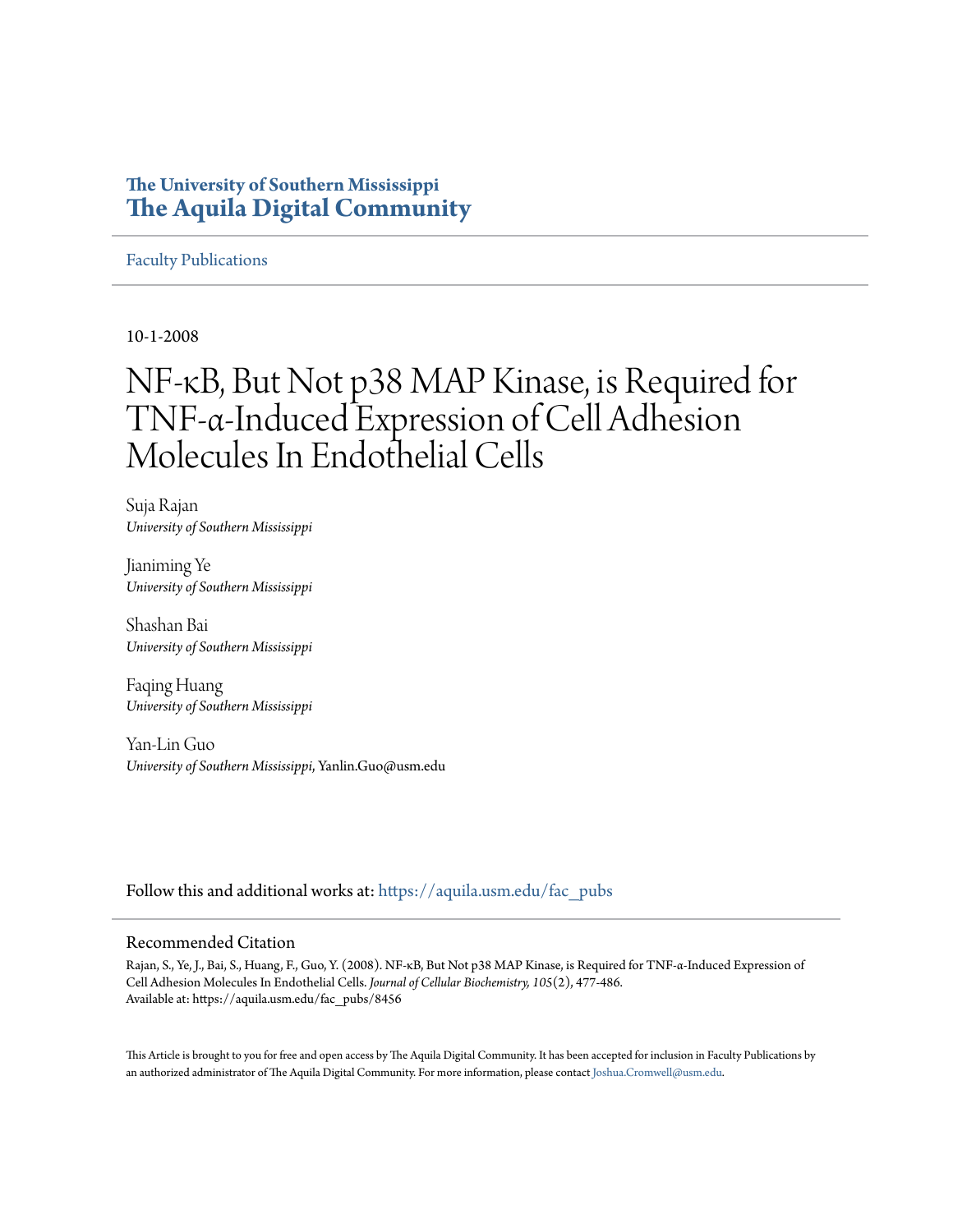# The University of Southern Mississippi
# The Aquila Digital Community

Faculty Publications

10-1-2008

# NF-κB, But Not p38 MAP Kinase, is Required for TNF-α-Induced Expression of Cell Adhesion Molecules In Endothelial Cells

Suja Rajan
*University of Southern Mississippi*

Jianiming Ye
*University of Southern Mississippi*

Shashan Bai
*University of Southern Mississippi*

Faqing Huang
*University of Southern Mississippi*

Yan-Lin Guo
*University of Southern Mississippi*, Yanlin.Guo@usm.edu

Follow this and additional works at: https://aquila.usm.edu/fac_pubs

## Recommended Citation

Rajan, S., Ye, J., Bai, S., Huang, F., Guo, Y. (2008). NF-κB, But Not p38 MAP Kinase, is Required for TNF-α-Induced Expression of Cell Adhesion Molecules In Endothelial Cells. *Journal of Cellular Biochemistry, 105*(2), 477-486.
Available at: https://aquila.usm.edu/fac_pubs/8456

This Article is brought to you for free and open access by The Aquila Digital Community. It has been accepted for inclusion in Faculty Publications by an authorized administrator of The Aquila Digital Community. For more information, please contact Joshua.Cromwell@usm.edu.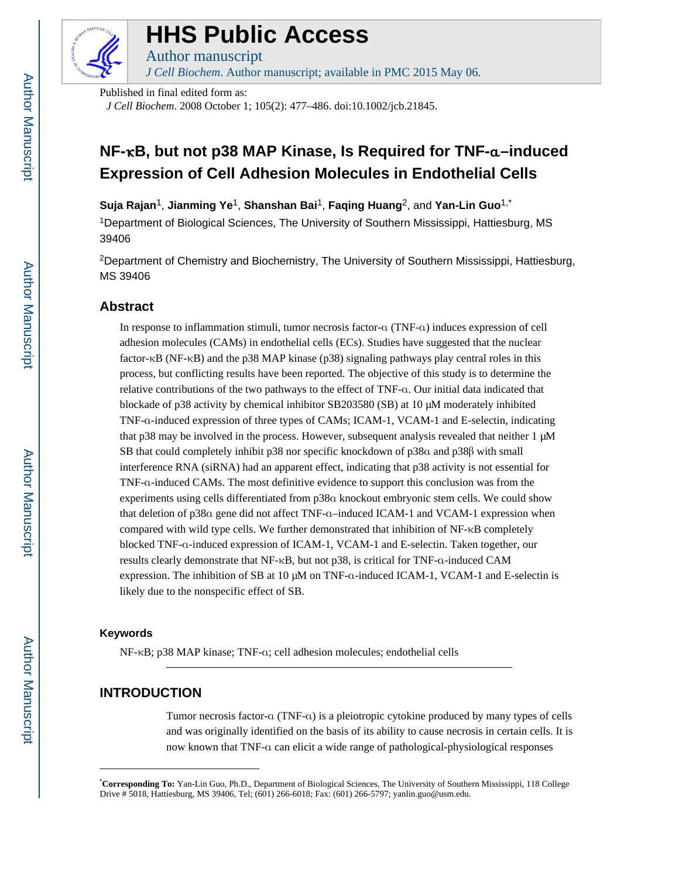HHS Public Access

Author manuscript

*J Cell Biochem*. Author manuscript; available in PMC 2015 May 06.

Published in final edited form as:

*J Cell Biochem*. 2008 October 1; 105(2): 477–486. doi:10.1002/jcb.21845.

# NF-κB, but not p38 MAP Kinase, Is Required for TNF-α–induced Expression of Cell Adhesion Molecules in Endothelial Cells

**Suja Rajan**[1], **Jianming Ye**[1], **Shanshan Bai**[1], **Faqing Huang**[2], and **Yan-Lin Guo**[1,*]

[1]Department of Biological Sciences, The University of Southern Mississippi, Hattiesburg, MS 39406

[2]Department of Chemistry and Biochemistry, The University of Southern Mississippi, Hattiesburg, MS 39406

## Abstract

In response to inflammation stimuli, tumor necrosis factor-α (TNF-α) induces expression of cell adhesion molecules (CAMs) in endothelial cells (ECs). Studies have suggested that the nuclear factor-κB (NF-κB) and the p38 MAP kinase (p38) signaling pathways play central roles in this process, but conflicting results have been reported. The objective of this study is to determine the relative contributions of the two pathways to the effect of TNF-α. Our initial data indicated that blockade of p38 activity by chemical inhibitor SB203580 (SB) at 10 μM moderately inhibited TNF-α-induced expression of three types of CAMs; ICAM-1, VCAM-1 and E-selectin, indicating that p38 may be involved in the process. However, subsequent analysis revealed that neither 1 μM SB that could completely inhibit p38 nor specific knockdown of p38α and p38β with small interference RNA (siRNA) had an apparent effect, indicating that p38 activity is not essential for TNF-α-induced CAMs. The most definitive evidence to support this conclusion was from the experiments using cells differentiated from p38α knockout embryonic stem cells. We could show that deletion of p38α gene did not affect TNF-α–induced ICAM-1 and VCAM-1 expression when compared with wild type cells. We further demonstrated that inhibition of NF-κB completely blocked TNF-α-induced expression of ICAM-1, VCAM-1 and E-selectin. Taken together, our results clearly demonstrate that NF-κB, but not p38, is critical for TNF-α-induced CAM expression. The inhibition of SB at 10 μM on TNF-α-induced ICAM-1, VCAM-1 and E-selectin is likely due to the nonspecific effect of SB.

### Keywords

NF-κB; p38 MAP kinase; TNF-α; cell adhesion molecules; endothelial cells

## INTRODUCTION

Tumor necrosis factor-α (TNF-α) is a pleiotropic cytokine produced by many types of cells and was originally identified on the basis of its ability to cause necrosis in certain cells. It is now known that TNF-α can elicit a wide range of pathological-physiological responses

---

[*]**Corresponding To:** Yan-Lin Guo, Ph.D., Department of Biological Sciences, The University of Southern Mississippi, 118 College Drive # 5018, Hattiesburg, MS 39406, Tel; (601) 266-6018; Fax: (601) 266-5797; yanlin.guo@usm.edu.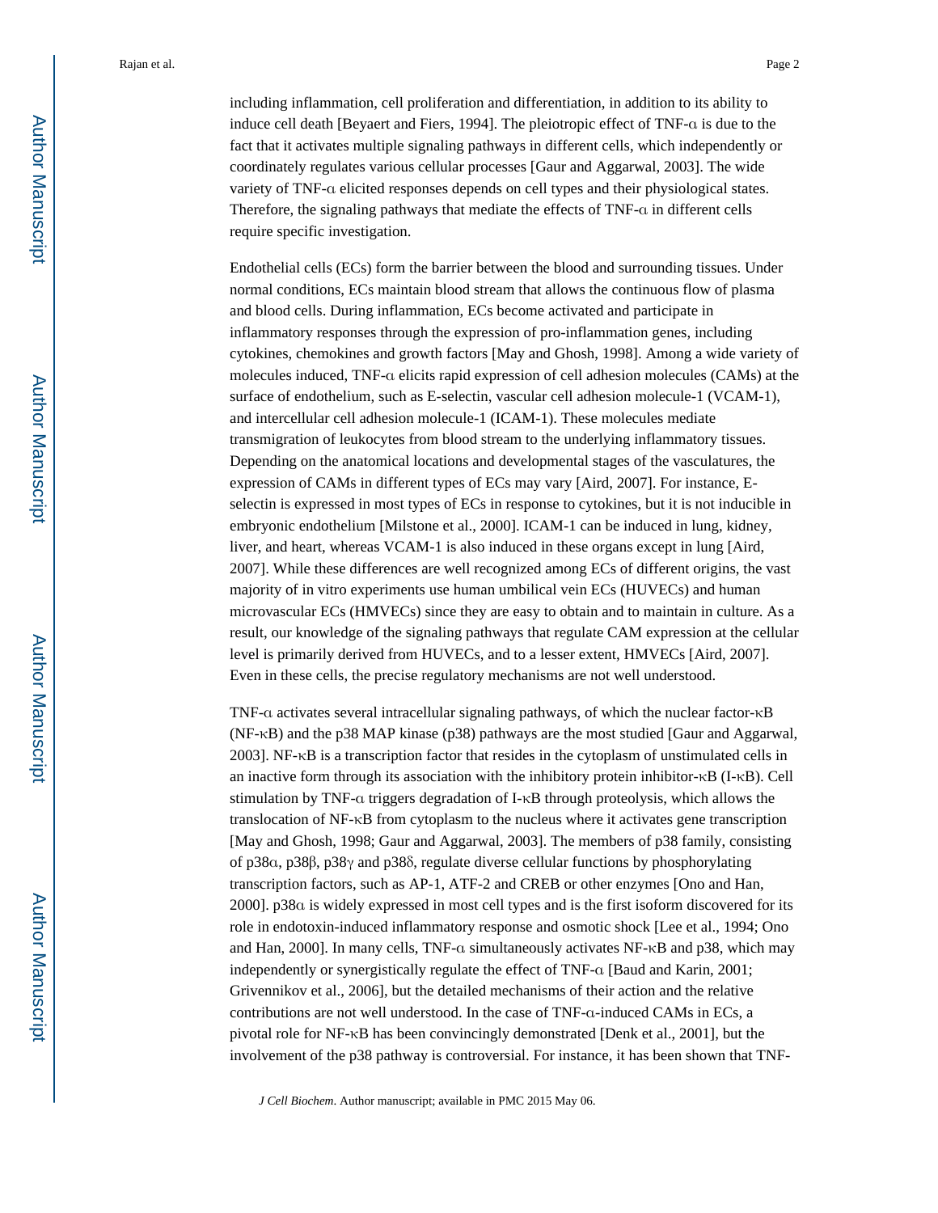including inflammation, cell proliferation and differentiation, in addition to its ability to induce cell death [Beyaert and Fiers, 1994]. The pleiotropic effect of TNF-α is due to the fact that it activates multiple signaling pathways in different cells, which independently or coordinately regulates various cellular processes [Gaur and Aggarwal, 2003]. The wide variety of TNF-α elicited responses depends on cell types and their physiological states. Therefore, the signaling pathways that mediate the effects of TNF-α in different cells require specific investigation.

Endothelial cells (ECs) form the barrier between the blood and surrounding tissues. Under normal conditions, ECs maintain blood stream that allows the continuous flow of plasma and blood cells. During inflammation, ECs become activated and participate in inflammatory responses through the expression of pro-inflammation genes, including cytokines, chemokines and growth factors [May and Ghosh, 1998]. Among a wide variety of molecules induced, TNF-α elicits rapid expression of cell adhesion molecules (CAMs) at the surface of endothelium, such as E-selectin, vascular cell adhesion molecule-1 (VCAM-1), and intercellular cell adhesion molecule-1 (ICAM-1). These molecules mediate transmigration of leukocytes from blood stream to the underlying inflammatory tissues. Depending on the anatomical locations and developmental stages of the vasculatures, the expression of CAMs in different types of ECs may vary [Aird, 2007]. For instance, E-selectin is expressed in most types of ECs in response to cytokines, but it is not inducible in embryonic endothelium [Milstone et al., 2000]. ICAM-1 can be induced in lung, kidney, liver, and heart, whereas VCAM-1 is also induced in these organs except in lung [Aird, 2007]. While these differences are well recognized among ECs of different origins, the vast majority of in vitro experiments use human umbilical vein ECs (HUVECs) and human microvascular ECs (HMVECs) since they are easy to obtain and to maintain in culture. As a result, our knowledge of the signaling pathways that regulate CAM expression at the cellular level is primarily derived from HUVECs, and to a lesser extent, HMVECs [Aird, 2007]. Even in these cells, the precise regulatory mechanisms are not well understood.

TNF-α activates several intracellular signaling pathways, of which the nuclear factor-κB (NF-κB) and the p38 MAP kinase (p38) pathways are the most studied [Gaur and Aggarwal, 2003]. NF-κB is a transcription factor that resides in the cytoplasm of unstimulated cells in an inactive form through its association with the inhibitory protein inhibitor-κB (I-κB). Cell stimulation by TNF-α triggers degradation of I-κB through proteolysis, which allows the translocation of NF-κB from cytoplasm to the nucleus where it activates gene transcription [May and Ghosh, 1998; Gaur and Aggarwal, 2003]. The members of p38 family, consisting of p38α, p38β, p38γ and p38δ, regulate diverse cellular functions by phosphorylating transcription factors, such as AP-1, ATF-2 and CREB or other enzymes [Ono and Han, 2000]. p38α is widely expressed in most cell types and is the first isoform discovered for its role in endotoxin-induced inflammatory response and osmotic shock [Lee et al., 1994; Ono and Han, 2000]. In many cells, TNF-α simultaneously activates NF-κB and p38, which may independently or synergistically regulate the effect of TNF-α [Baud and Karin, 2001; Grivennikov et al., 2006], but the detailed mechanisms of their action and the relative contributions are not well understood. In the case of TNF-α-induced CAMs in ECs, a pivotal role for NF-κB has been convincingly demonstrated [Denk et al., 2001], but the involvement of the p38 pathway is controversial. For instance, it has been shown that TNF-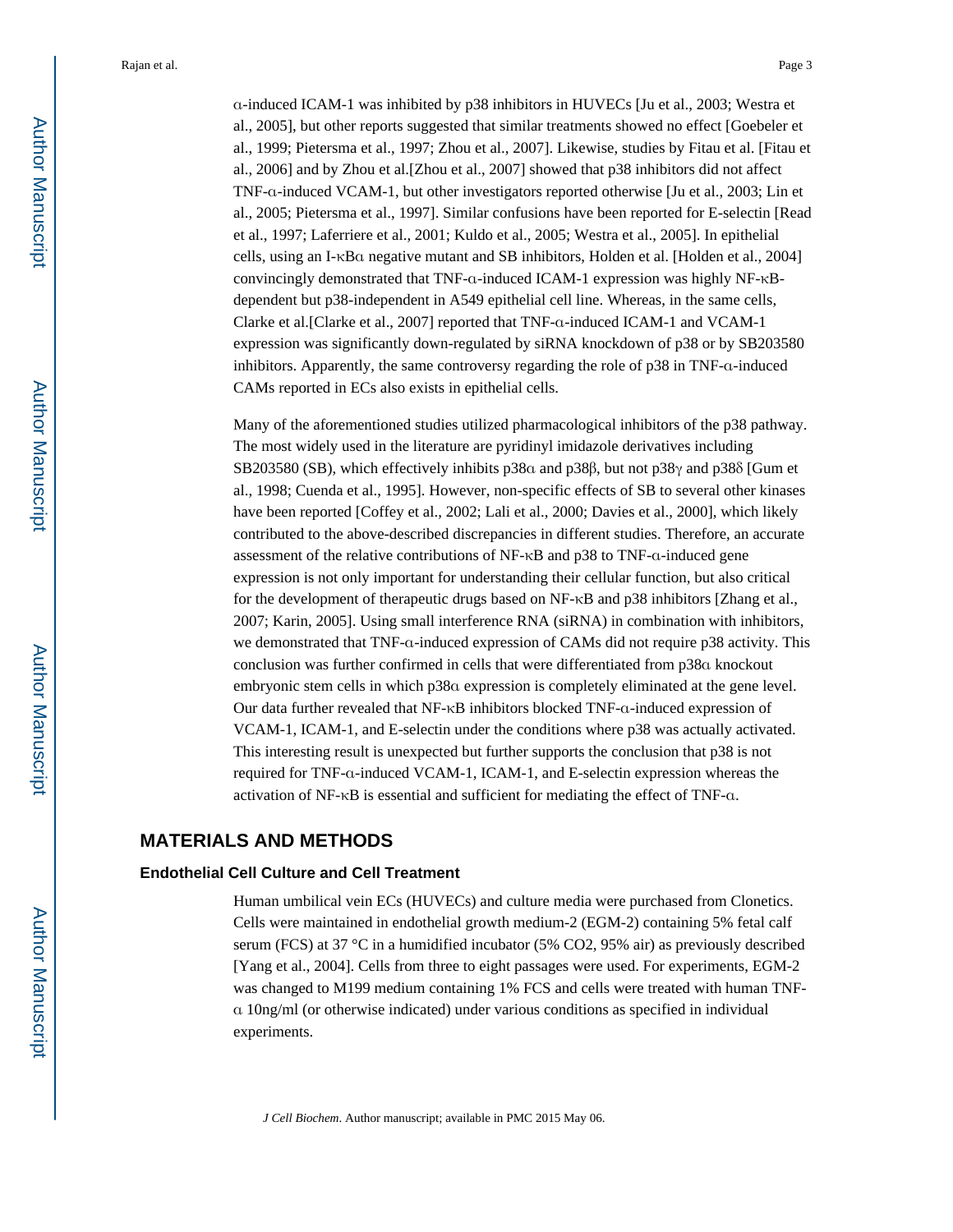α-induced ICAM-1 was inhibited by p38 inhibitors in HUVECs [Ju et al., 2003; Westra et al., 2005], but other reports suggested that similar treatments showed no effect [Goebeler et al., 1999; Pietersma et al., 1997; Zhou et al., 2007]. Likewise, studies by Fitau et al. [Fitau et al., 2006] and by Zhou et al.[Zhou et al., 2007] showed that p38 inhibitors did not affect TNF-α-induced VCAM-1, but other investigators reported otherwise [Ju et al., 2003; Lin et al., 2005; Pietersma et al., 1997]. Similar confusions have been reported for E-selectin [Read et al., 1997; Laferriere et al., 2001; Kuldo et al., 2005; Westra et al., 2005]. In epithelial cells, using an I-κBα negative mutant and SB inhibitors, Holden et al. [Holden et al., 2004] convincingly demonstrated that TNF-α-induced ICAM-1 expression was highly NF-κB-dependent but p38-independent in A549 epithelial cell line. Whereas, in the same cells, Clarke et al.[Clarke et al., 2007] reported that TNF-α-induced ICAM-1 and VCAM-1 expression was significantly down-regulated by siRNA knockdown of p38 or by SB203580 inhibitors. Apparently, the same controversy regarding the role of p38 in TNF-α-induced CAMs reported in ECs also exists in epithelial cells.

Many of the aforementioned studies utilized pharmacological inhibitors of the p38 pathway. The most widely used in the literature are pyridinyl imidazole derivatives including SB203580 (SB), which effectively inhibits p38α and p38β, but not p38γ and p38δ [Gum et al., 1998; Cuenda et al., 1995]. However, non-specific effects of SB to several other kinases have been reported [Coffey et al., 2002; Lali et al., 2000; Davies et al., 2000], which likely contributed to the above-described discrepancies in different studies. Therefore, an accurate assessment of the relative contributions of NF-κB and p38 to TNF-α-induced gene expression is not only important for understanding their cellular function, but also critical for the development of therapeutic drugs based on NF-κB and p38 inhibitors [Zhang et al., 2007; Karin, 2005]. Using small interference RNA (siRNA) in combination with inhibitors, we demonstrated that TNF-α-induced expression of CAMs did not require p38 activity. This conclusion was further confirmed in cells that were differentiated from p38α knockout embryonic stem cells in which p38α expression is completely eliminated at the gene level. Our data further revealed that NF-κB inhibitors blocked TNF-α-induced expression of VCAM-1, ICAM-1, and E-selectin under the conditions where p38 was actually activated. This interesting result is unexpected but further supports the conclusion that p38 is not required for TNF-α-induced VCAM-1, ICAM-1, and E-selectin expression whereas the activation of NF-κB is essential and sufficient for mediating the effect of TNF-α.

## MATERIALS AND METHODS

### Endothelial Cell Culture and Cell Treatment

Human umbilical vein ECs (HUVECs) and culture media were purchased from Clonetics. Cells were maintained in endothelial growth medium-2 (EGM-2) containing 5% fetal calf serum (FCS) at 37 °C in a humidified incubator (5% $CO_2$, 95% air) as previously described [Yang et al., 2004]. Cells from three to eight passages were used. For experiments, EGM-2 was changed to M199 medium containing 1% FCS and cells were treated with human TNF-α 10ng/ml (or otherwise indicated) under various conditions as specified in individual experiments.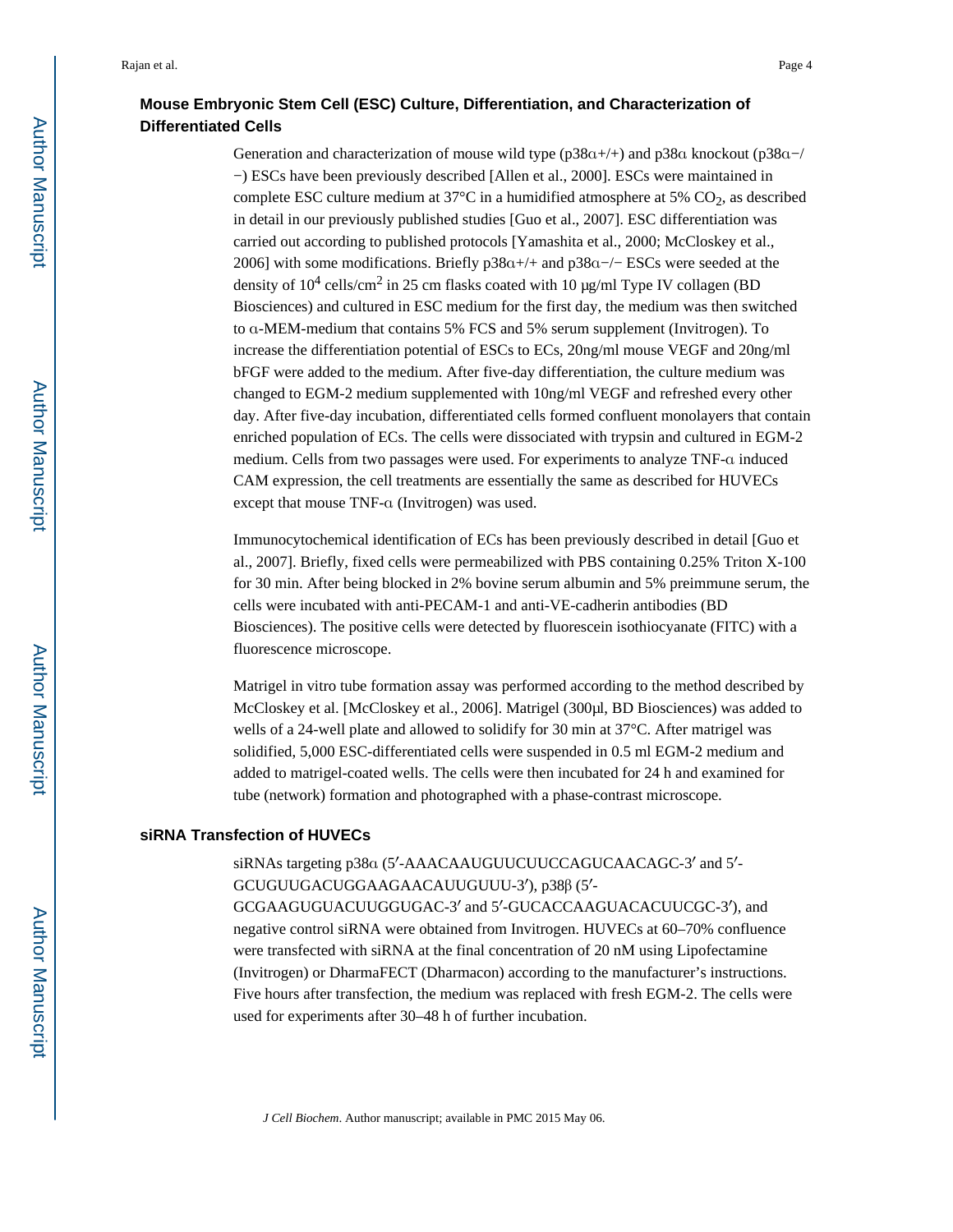### Mouse Embryonic Stem Cell (ESC) Culture, Differentiation, and Characterization of Differentiated Cells

Generation and characterization of mouse wild type (p38α+/+) and p38α knockout (p38α−/−) ESCs have been previously described [Allen et al., 2000]. ESCs were maintained in complete ESC culture medium at 37°C in a humidified atmosphere at 5% $CO_2$, as described in detail in our previously published studies [Guo et al., 2007]. ESC differentiation was carried out according to published protocols [Yamashita et al., 2000; McCloskey et al., 2006] with some modifications. Briefly p38α+/+ and p38α−/− ESCs were seeded at the density of $10^4$ cells/$cm^2$ in 25 cm flasks coated with 10 μg/ml Type IV collagen (BD Biosciences) and cultured in ESC medium for the first day, the medium was then switched to α-MEM-medium that contains 5% FCS and 5% serum supplement (Invitrogen). To increase the differentiation potential of ESCs to ECs, 20ng/ml mouse VEGF and 20ng/ml bFGF were added to the medium. After five-day differentiation, the culture medium was changed to EGM-2 medium supplemented with 10ng/ml VEGF and refreshed every other day. After five-day incubation, differentiated cells formed confluent monolayers that contain enriched population of ECs. The cells were dissociated with trypsin and cultured in EGM-2 medium. Cells from two passages were used. For experiments to analyze TNF-α induced CAM expression, the cell treatments are essentially the same as described for HUVECs except that mouse TNF-α (Invitrogen) was used.

Immunocytochemical identification of ECs has been previously described in detail [Guo et al., 2007]. Briefly, fixed cells were permeabilized with PBS containing 0.25% Triton X-100 for 30 min. After being blocked in 2% bovine serum albumin and 5% preimmune serum, the cells were incubated with anti-PECAM-1 and anti-VE-cadherin antibodies (BD Biosciences). The positive cells were detected by fluorescein isothiocyanate (FITC) with a fluorescence microscope.

Matrigel in vitro tube formation assay was performed according to the method described by McCloskey et al. [McCloskey et al., 2006]. Matrigel (300μl, BD Biosciences) was added to wells of a 24-well plate and allowed to solidify for 30 min at 37°C. After matrigel was solidified, 5,000 ESC-differentiated cells were suspended in 0.5 ml EGM-2 medium and added to matrigel-coated wells. The cells were then incubated for 24 h and examined for tube (network) formation and photographed with a phase-contrast microscope.

### siRNA Transfection of HUVECs

siRNAs targeting p38α (5′-AAACAAUGUUCUUCCAGUCAACAGC-3′ and 5′-GCUGUUGACUGGAAGAACAUUGUUU-3′), p38β (5′-GCGAAGUGUACUUGGUGAC-3′ and 5′-GUCACCAAGUACACUUCGC-3′), and negative control siRNA were obtained from Invitrogen. HUVECs at 60–70% confluence were transfected with siRNA at the final concentration of 20 nM using Lipofectamine (Invitrogen) or DharmaFECT (Dharmacon) according to the manufacturer's instructions. Five hours after transfection, the medium was replaced with fresh EGM-2. The cells were used for experiments after 30–48 h of further incubation.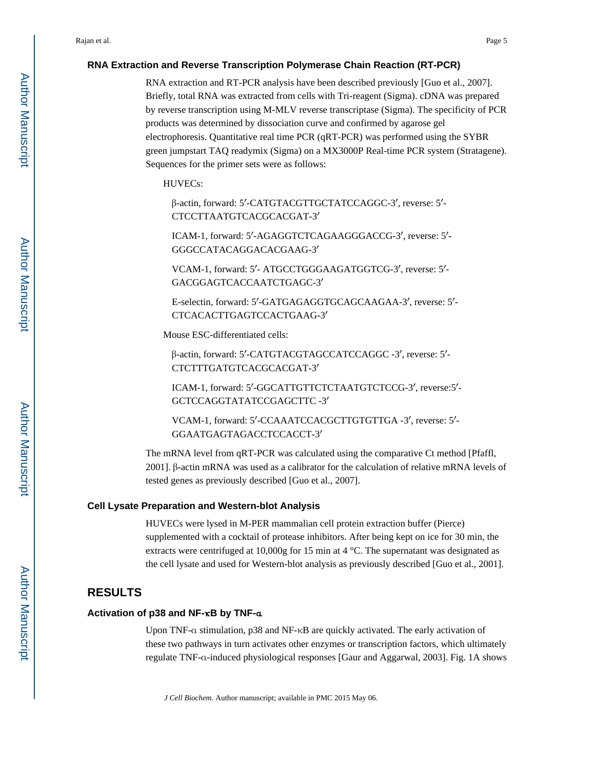### RNA Extraction and Reverse Transcription Polymerase Chain Reaction (RT-PCR)

RNA extraction and RT-PCR analysis have been described previously [Guo et al., 2007]. Briefly, total RNA was extracted from cells with Tri-reagent (Sigma). cDNA was prepared by reverse transcription using M-MLV reverse transcriptase (Sigma). The specificity of PCR products was determined by dissociation curve and confirmed by agarose gel electrophoresis. Quantitative real time PCR (qRT-PCR) was performed using the SYBR green jumpstart TAQ readymix (Sigma) on a MX3000P Real-time PCR system (Stratagene). Sequences for the primer sets were as follows:

HUVECs:

β-actin, forward: 5′-CATGTACGTTGCTATCCAGGC-3′, reverse: 5′-CTCCTTAATGTCACGCACGAT-3′

ICAM-1, forward: 5′-AGAGGTCTCAGAAGGGACCG-3′, reverse: 5′-GGGCCATACAGGACACGAAG-3′

VCAM-1, forward: 5′- ATGCCTGGGAAGATGGTCG-3′, reverse: 5′-GACGGAGTCACCAATCTGAGC-3′

E-selectin, forward: 5′-GATGAGAGGTGCAGCAAGAA-3′, reverse: 5′-CTCACACTTGAGTCCACTGAAG-3′

Mouse ESC-differentiated cells:

β-actin, forward: 5′-CATGTACGTAGCCATCCAGGC -3′, reverse: 5′-CTCTTTGATGTCACGCACGAT-3′

ICAM-1, forward: 5′-GGCATTGTTCTCTAATGTCTCCG-3′, reverse:5′-GCTCCAGGTATATCCGAGCTTC -3′

VCAM-1, forward: 5′-CCAAATCCACGCTTGTGTTGA -3′, reverse: 5′-GGAATGAGTAGACCTCCACCT-3′

The mRNA level from qRT-PCR was calculated using the comparative Ct method [Pfaffl, 2001]. β-actin mRNA was used as a calibrator for the calculation of relative mRNA levels of tested genes as previously described [Guo et al., 2007].

### Cell Lysate Preparation and Western-blot Analysis

HUVECs were lysed in M-PER mammalian cell protein extraction buffer (Pierce) supplemented with a cocktail of protease inhibitors. After being kept on ice for 30 min, the extracts were centrifuged at 10,000g for 15 min at 4 °C. The supernatant was designated as the cell lysate and used for Western-blot analysis as previously described [Guo et al., 2001].

## RESULTS

### Activation of p38 and NF-κB by TNF-α

Upon TNF-α stimulation, p38 and NF-κB are quickly activated. The early activation of these two pathways in turn activates other enzymes or transcription factors, which ultimately regulate TNF-α-induced physiological responses [Gaur and Aggarwal, 2003]. Fig. 1A shows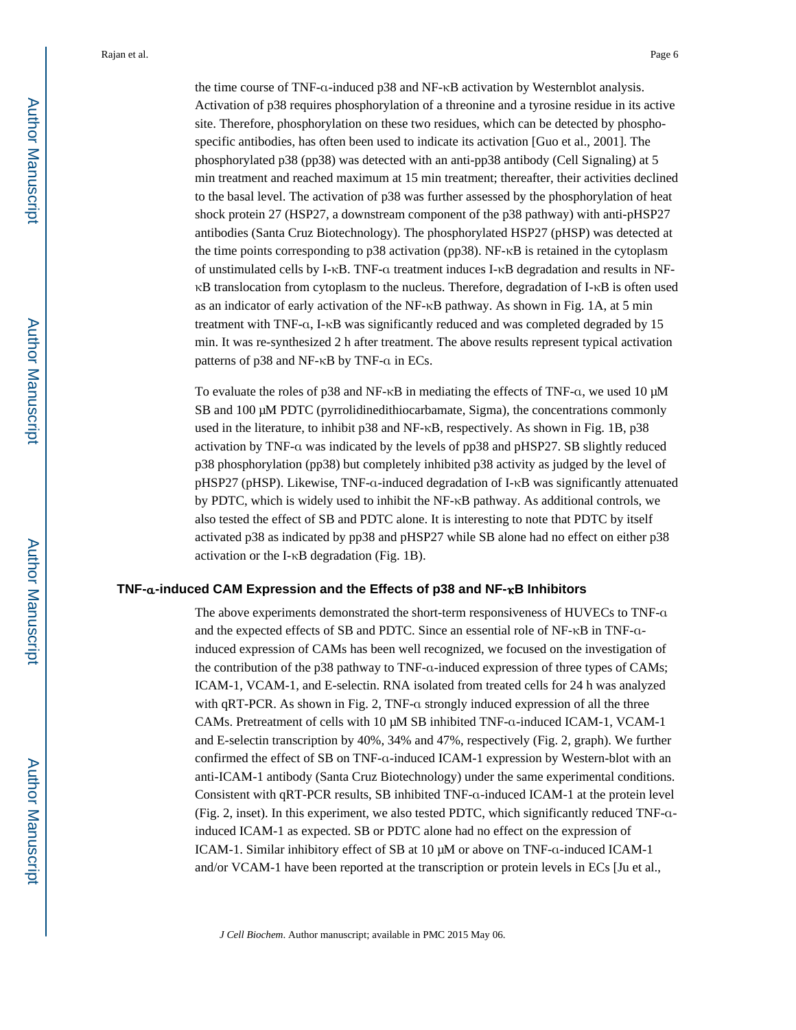the time course of TNF-α-induced p38 and NF-κB activation by Westernblot analysis. Activation of p38 requires phosphorylation of a threonine and a tyrosine residue in its active site. Therefore, phosphorylation on these two residues, which can be detected by phospho-specific antibodies, has often been used to indicate its activation [Guo et al., 2001]. The phosphorylated p38 (pp38) was detected with an anti-pp38 antibody (Cell Signaling) at 5 min treatment and reached maximum at 15 min treatment; thereafter, their activities declined to the basal level. The activation of p38 was further assessed by the phosphorylation of heat shock protein 27 (HSP27, a downstream component of the p38 pathway) with anti-pHSP27 antibodies (Santa Cruz Biotechnology). The phosphorylated HSP27 (pHSP) was detected at the time points corresponding to p38 activation (pp38). NF-κB is retained in the cytoplasm of unstimulated cells by I-κB. TNF-α treatment induces I-κB degradation and results in NF-κB translocation from cytoplasm to the nucleus. Therefore, degradation of I-κB is often used as an indicator of early activation of the NF-κB pathway. As shown in Fig. 1A, at 5 min treatment with TNF-α, I-κB was significantly reduced and was completed degraded by 15 min. It was re-synthesized 2 h after treatment. The above results represent typical activation patterns of p38 and NF-κB by TNF-α in ECs.

To evaluate the roles of p38 and NF-κB in mediating the effects of TNF-α, we used 10 μM SB and 100 μM PDTC (pyrrolidinedithiocarbamate, Sigma), the concentrations commonly used in the literature, to inhibit p38 and NF-κB, respectively. As shown in Fig. 1B, p38 activation by TNF-α was indicated by the levels of pp38 and pHSP27. SB slightly reduced p38 phosphorylation (pp38) but completely inhibited p38 activity as judged by the level of pHSP27 (pHSP). Likewise, TNF-α-induced degradation of I-κB was significantly attenuated by PDTC, which is widely used to inhibit the NF-κB pathway. As additional controls, we also tested the effect of SB and PDTC alone. It is interesting to note that PDTC by itself activated p38 as indicated by pp38 and pHSP27 while SB alone had no effect on either p38 activation or the I-κB degradation (Fig. 1B).

### TNF-α-induced CAM Expression and the Effects of p38 and NF-κB Inhibitors

The above experiments demonstrated the short-term responsiveness of HUVECs to TNF-α and the expected effects of SB and PDTC. Since an essential role of NF-κB in TNF-α-induced expression of CAMs has been well recognized, we focused on the investigation of the contribution of the p38 pathway to TNF-α-induced expression of three types of CAMs; ICAM-1, VCAM-1, and E-selectin. RNA isolated from treated cells for 24 h was analyzed with qRT-PCR. As shown in Fig. 2, TNF-α strongly induced expression of all the three CAMs. Pretreatment of cells with 10 μM SB inhibited TNF-α-induced ICAM-1, VCAM-1 and E-selectin transcription by 40%, 34% and 47%, respectively (Fig. 2, graph). We further confirmed the effect of SB on TNF-α-induced ICAM-1 expression by Western-blot with an anti-ICAM-1 antibody (Santa Cruz Biotechnology) under the same experimental conditions. Consistent with qRT-PCR results, SB inhibited TNF-α-induced ICAM-1 at the protein level (Fig. 2, inset). In this experiment, we also tested PDTC, which significantly reduced TNF-α-induced ICAM-1 as expected. SB or PDTC alone had no effect on the expression of ICAM-1. Similar inhibitory effect of SB at 10 μM or above on TNF-α-induced ICAM-1 and/or VCAM-1 have been reported at the transcription or protein levels in ECs [Ju et al.,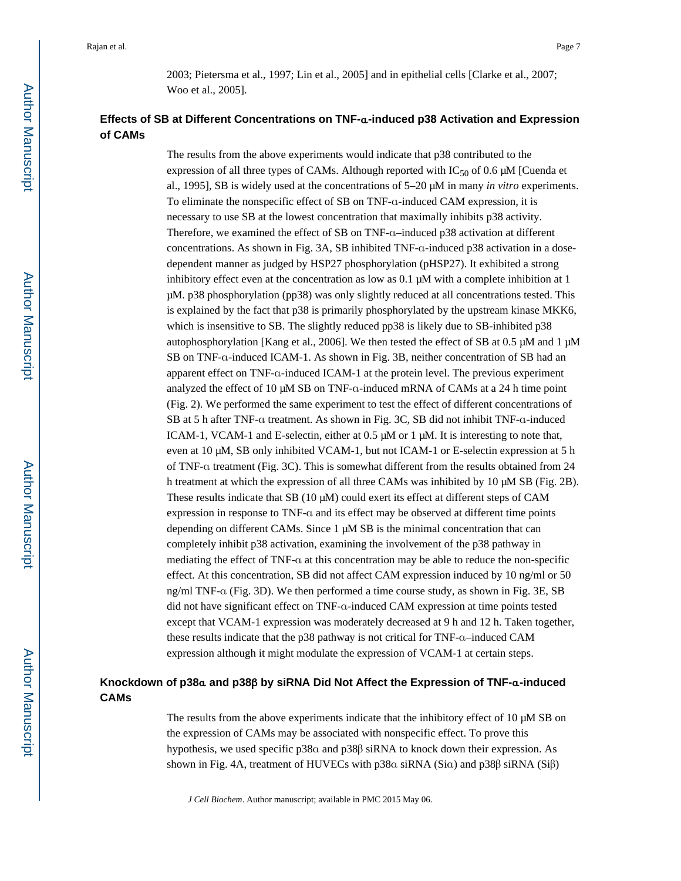2003; Pietersma et al., 1997; Lin et al., 2005] and in epithelial cells [Clarke et al., 2007; Woo et al., 2005].

## Effects of SB at Different Concentrations on TNF-α-induced p38 Activation and Expression of CAMs

The results from the above experiments would indicate that p38 contributed to the expression of all three types of CAMs. Although reported with $IC_{50}$ of 0.6 μM [Cuenda et al., 1995], SB is widely used at the concentrations of 5–20 μM in many *in vitro* experiments. To eliminate the nonspecific effect of SB on TNF-α-induced CAM expression, it is necessary to use SB at the lowest concentration that maximally inhibits p38 activity. Therefore, we examined the effect of SB on TNF-α–induced p38 activation at different concentrations. As shown in Fig. 3A, SB inhibited TNF-α-induced p38 activation in a dose-dependent manner as judged by HSP27 phosphorylation (pHSP27). It exhibited a strong inhibitory effect even at the concentration as low as 0.1 μM with a complete inhibition at 1 μM. p38 phosphorylation (pp38) was only slightly reduced at all concentrations tested. This is explained by the fact that p38 is primarily phosphorylated by the upstream kinase MKK6, which is insensitive to SB. The slightly reduced pp38 is likely due to SB-inhibited p38 autophosphorylation [Kang et al., 2006]. We then tested the effect of SB at 0.5 μM and 1 μM SB on TNF-α-induced ICAM-1. As shown in Fig. 3B, neither concentration of SB had an apparent effect on TNF-α-induced ICAM-1 at the protein level. The previous experiment analyzed the effect of 10 μM SB on TNF-α-induced mRNA of CAMs at a 24 h time point (Fig. 2). We performed the same experiment to test the effect of different concentrations of SB at 5 h after TNF-α treatment. As shown in Fig. 3C, SB did not inhibit TNF-α-induced ICAM-1, VCAM-1 and E-selectin, either at 0.5 μM or 1 μM. It is interesting to note that, even at 10 μM, SB only inhibited VCAM-1, but not ICAM-1 or E-selectin expression at 5 h of TNF-α treatment (Fig. 3C). This is somewhat different from the results obtained from 24 h treatment at which the expression of all three CAMs was inhibited by 10 μM SB (Fig. 2B). These results indicate that SB (10 μM) could exert its effect at different steps of CAM expression in response to TNF-α and its effect may be observed at different time points depending on different CAMs. Since 1 μM SB is the minimal concentration that can completely inhibit p38 activation, examining the involvement of the p38 pathway in mediating the effect of TNF-α at this concentration may be able to reduce the non-specific effect. At this concentration, SB did not affect CAM expression induced by 10 ng/ml or 50 ng/ml TNF-α (Fig. 3D). We then performed a time course study, as shown in Fig. 3E, SB did not have significant effect on TNF-α-induced CAM expression at time points tested except that VCAM-1 expression was moderately decreased at 9 h and 12 h. Taken together, these results indicate that the p38 pathway is not critical for TNF-α–induced CAM expression although it might modulate the expression of VCAM-1 at certain steps.

## Knockdown of p38α and p38β by siRNA Did Not Affect the Expression of TNF-α-induced CAMs

The results from the above experiments indicate that the inhibitory effect of 10 μM SB on the expression of CAMs may be associated with nonspecific effect. To prove this hypothesis, we used specific p38α and p38β siRNA to knock down their expression. As shown in Fig. 4A, treatment of HUVECs with p38α siRNA (Siα) and p38β siRNA (Siβ)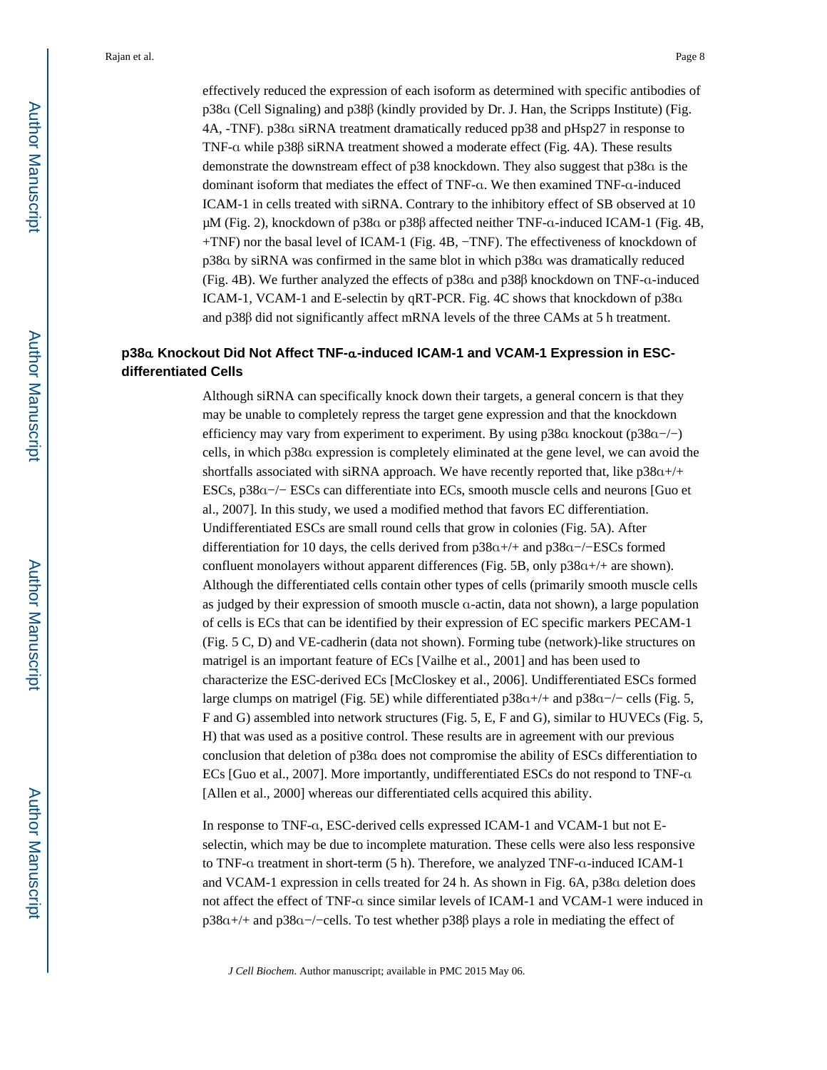effectively reduced the expression of each isoform as determined with specific antibodies of p38α (Cell Signaling) and p38β (kindly provided by Dr. J. Han, the Scripps Institute) (Fig. 4A, -TNF). p38α siRNA treatment dramatically reduced pp38 and pHsp27 in response to TNF-α while p38β siRNA treatment showed a moderate effect (Fig. 4A). These results demonstrate the downstream effect of p38 knockdown. They also suggest that p38α is the dominant isoform that mediates the effect of TNF-α. We then examined TNF-α-induced ICAM-1 in cells treated with siRNA. Contrary to the inhibitory effect of SB observed at 10 μM (Fig. 2), knockdown of p38α or p38β affected neither TNF-α-induced ICAM-1 (Fig. 4B, +TNF) nor the basal level of ICAM-1 (Fig. 4B, −TNF). The effectiveness of knockdown of p38α by siRNA was confirmed in the same blot in which p38α was dramatically reduced (Fig. 4B). We further analyzed the effects of p38α and p38β knockdown on TNF-α-induced ICAM-1, VCAM-1 and E-selectin by qRT-PCR. Fig. 4C shows that knockdown of p38α and p38β did not significantly affect mRNA levels of the three CAMs at 5 h treatment.

## p38α Knockout Did Not Affect TNF-α-induced ICAM-1 and VCAM-1 Expression in ESC-differentiated Cells

Although siRNA can specifically knock down their targets, a general concern is that they may be unable to completely repress the target gene expression and that the knockdown efficiency may vary from experiment to experiment. By using p38α knockout (p38α−/−) cells, in which p38α expression is completely eliminated at the gene level, we can avoid the shortfalls associated with siRNA approach. We have recently reported that, like p38α+/+ ESCs, p38α−/− ESCs can differentiate into ECs, smooth muscle cells and neurons [Guo et al., 2007]. In this study, we used a modified method that favors EC differentiation. Undifferentiated ESCs are small round cells that grow in colonies (Fig. 5A). After differentiation for 10 days, the cells derived from p38α+/+ and p38α−/−ESCs formed confluent monolayers without apparent differences (Fig. 5B, only p38α+/+ are shown). Although the differentiated cells contain other types of cells (primarily smooth muscle cells as judged by their expression of smooth muscle α-actin, data not shown), a large population of cells is ECs that can be identified by their expression of EC specific markers PECAM-1 (Fig. 5 C, D) and VE-cadherin (data not shown). Forming tube (network)-like structures on matrigel is an important feature of ECs [Vailhe et al., 2001] and has been used to characterize the ESC-derived ECs [McCloskey et al., 2006]. Undifferentiated ESCs formed large clumps on matrigel (Fig. 5E) while differentiated p38α+/+ and p38α−/− cells (Fig. 5, F and G) assembled into network structures (Fig. 5, E, F and G), similar to HUVECs (Fig. 5, H) that was used as a positive control. These results are in agreement with our previous conclusion that deletion of p38α does not compromise the ability of ESCs differentiation to ECs [Guo et al., 2007]. More importantly, undifferentiated ESCs do not respond to TNF-α [Allen et al., 2000] whereas our differentiated cells acquired this ability.

In response to TNF-α, ESC-derived cells expressed ICAM-1 and VCAM-1 but not E-selectin, which may be due to incomplete maturation. These cells were also less responsive to TNF-α treatment in short-term (5 h). Therefore, we analyzed TNF-α-induced ICAM-1 and VCAM-1 expression in cells treated for 24 h. As shown in Fig. 6A, p38α deletion does not affect the effect of TNF-α since similar levels of ICAM-1 and VCAM-1 were induced in p38α+/+ and p38α−/−cells. To test whether p38β plays a role in mediating the effect of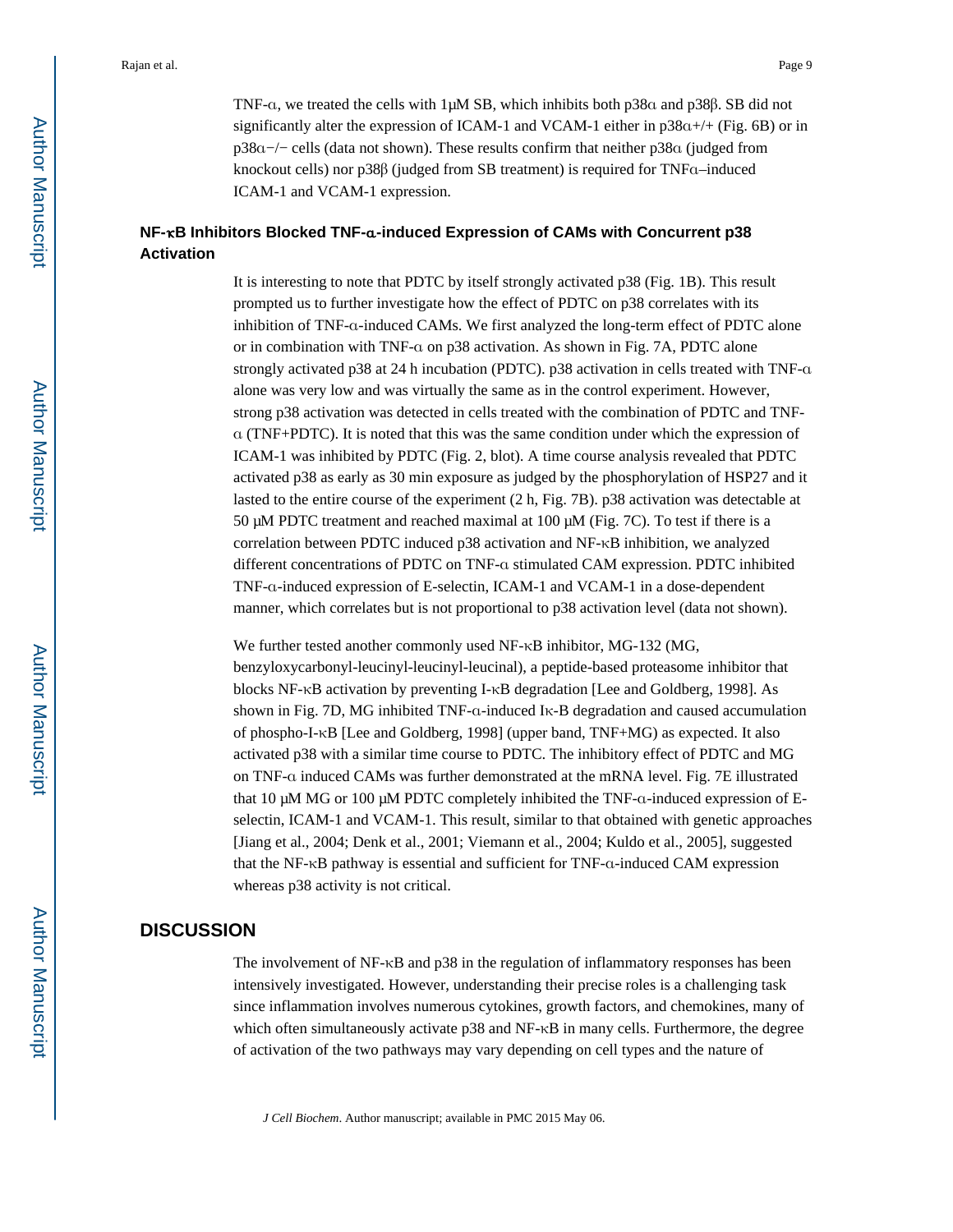TNF-α, we treated the cells with 1μM SB, which inhibits both p38α and p38β. SB did not significantly alter the expression of ICAM-1 and VCAM-1 either in p38α+/+ (Fig. 6B) or in p38α−/− cells (data not shown). These results confirm that neither p38α (judged from knockout cells) nor p38β (judged from SB treatment) is required for TNFα–induced ICAM-1 and VCAM-1 expression.

### NF-κB Inhibitors Blocked TNF-α-induced Expression of CAMs with Concurrent p38 Activation

It is interesting to note that PDTC by itself strongly activated p38 (Fig. 1B). This result prompted us to further investigate how the effect of PDTC on p38 correlates with its inhibition of TNF-α-induced CAMs. We first analyzed the long-term effect of PDTC alone or in combination with TNF-α on p38 activation. As shown in Fig. 7A, PDTC alone strongly activated p38 at 24 h incubation (PDTC). p38 activation in cells treated with TNF-α alone was very low and was virtually the same as in the control experiment. However, strong p38 activation was detected in cells treated with the combination of PDTC and TNF-α (TNF+PDTC). It is noted that this was the same condition under which the expression of ICAM-1 was inhibited by PDTC (Fig. 2, blot). A time course analysis revealed that PDTC activated p38 as early as 30 min exposure as judged by the phosphorylation of HSP27 and it lasted to the entire course of the experiment (2 h, Fig. 7B). p38 activation was detectable at 50 μM PDTC treatment and reached maximal at 100 μM (Fig. 7C). To test if there is a correlation between PDTC induced p38 activation and NF-κB inhibition, we analyzed different concentrations of PDTC on TNF-α stimulated CAM expression. PDTC inhibited TNF-α-induced expression of E-selectin, ICAM-1 and VCAM-1 in a dose-dependent manner, which correlates but is not proportional to p38 activation level (data not shown).

We further tested another commonly used NF-κB inhibitor, MG-132 (MG, benzyloxycarbonyl-leucinyl-leucinyl-leucinal), a peptide-based proteasome inhibitor that blocks NF-κB activation by preventing I-κB degradation [Lee and Goldberg, 1998]. As shown in Fig. 7D, MG inhibited TNF-α-induced Iκ-B degradation and caused accumulation of phospho-I-κB [Lee and Goldberg, 1998] (upper band, TNF+MG) as expected. It also activated p38 with a similar time course to PDTC. The inhibitory effect of PDTC and MG on TNF-α induced CAMs was further demonstrated at the mRNA level. Fig. 7E illustrated that 10 μM MG or 100 μM PDTC completely inhibited the TNF-α-induced expression of E-selectin, ICAM-1 and VCAM-1. This result, similar to that obtained with genetic approaches [Jiang et al., 2004; Denk et al., 2001; Viemann et al., 2004; Kuldo et al., 2005], suggested that the NF-κB pathway is essential and sufficient for TNF-α-induced CAM expression whereas p38 activity is not critical.

## DISCUSSION

The involvement of NF-κB and p38 in the regulation of inflammatory responses has been intensively investigated. However, understanding their precise roles is a challenging task since inflammation involves numerous cytokines, growth factors, and chemokines, many of which often simultaneously activate p38 and NF-κB in many cells. Furthermore, the degree of activation of the two pathways may vary depending on cell types and the nature of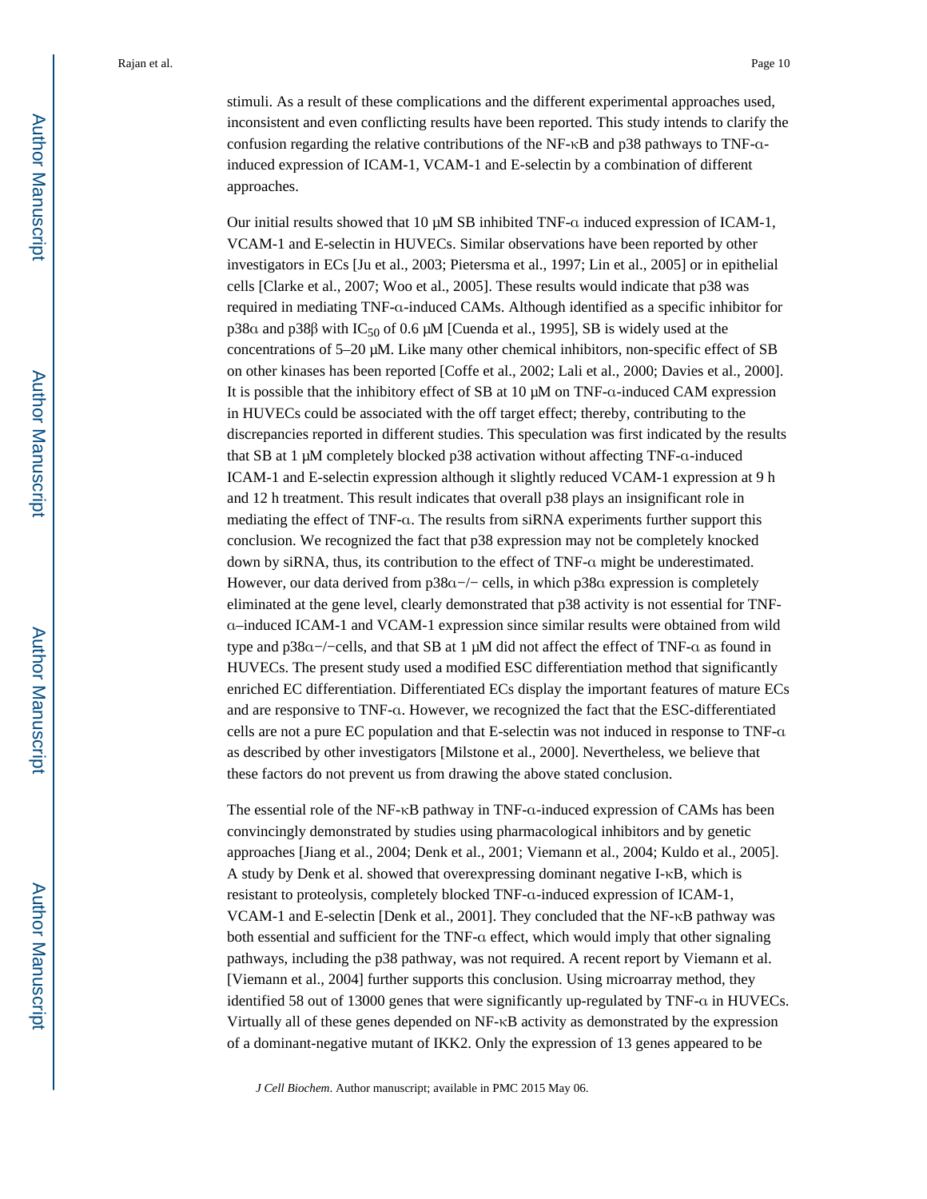stimuli. As a result of these complications and the different experimental approaches used, inconsistent and even conflicting results have been reported. This study intends to clarify the confusion regarding the relative contributions of the NF-κB and p38 pathways to TNF-α-induced expression of ICAM-1, VCAM-1 and E-selectin by a combination of different approaches.

Our initial results showed that 10 μM SB inhibited TNF-α induced expression of ICAM-1, VCAM-1 and E-selectin in HUVECs. Similar observations have been reported by other investigators in ECs [Ju et al., 2003; Pietersma et al., 1997; Lin et al., 2005] or in epithelial cells [Clarke et al., 2007; Woo et al., 2005]. These results would indicate that p38 was required in mediating TNF-α-induced CAMs. Although identified as a specific inhibitor for p38α and p38β with $IC_{50}$ of 0.6 μM [Cuenda et al., 1995], SB is widely used at the concentrations of 5–20 μM. Like many other chemical inhibitors, non-specific effect of SB on other kinases has been reported [Coffe et al., 2002; Lali et al., 2000; Davies et al., 2000]. It is possible that the inhibitory effect of SB at 10 μM on TNF-α-induced CAM expression in HUVECs could be associated with the off target effect; thereby, contributing to the discrepancies reported in different studies. This speculation was first indicated by the results that SB at 1 μM completely blocked p38 activation without affecting TNF-α-induced ICAM-1 and E-selectin expression although it slightly reduced VCAM-1 expression at 9 h and 12 h treatment. This result indicates that overall p38 plays an insignificant role in mediating the effect of TNF-α. The results from siRNA experiments further support this conclusion. We recognized the fact that p38 expression may not be completely knocked down by siRNA, thus, its contribution to the effect of TNF-α might be underestimated. However, our data derived from p38α−/− cells, in which p38α expression is completely eliminated at the gene level, clearly demonstrated that p38 activity is not essential for TNF-α–induced ICAM-1 and VCAM-1 expression since similar results were obtained from wild type and p38α−/−cells, and that SB at 1 μM did not affect the effect of TNF-α as found in HUVECs. The present study used a modified ESC differentiation method that significantly enriched EC differentiation. Differentiated ECs display the important features of mature ECs and are responsive to TNF-α. However, we recognized the fact that the ESC-differentiated cells are not a pure EC population and that E-selectin was not induced in response to TNF-α as described by other investigators [Milstone et al., 2000]. Nevertheless, we believe that these factors do not prevent us from drawing the above stated conclusion.

The essential role of the NF-κB pathway in TNF-α-induced expression of CAMs has been convincingly demonstrated by studies using pharmacological inhibitors and by genetic approaches [Jiang et al., 2004; Denk et al., 2001; Viemann et al., 2004; Kuldo et al., 2005]. A study by Denk et al. showed that overexpressing dominant negative I-κB, which is resistant to proteolysis, completely blocked TNF-α-induced expression of ICAM-1, VCAM-1 and E-selectin [Denk et al., 2001]. They concluded that the NF-κB pathway was both essential and sufficient for the TNF-α effect, which would imply that other signaling pathways, including the p38 pathway, was not required. A recent report by Viemann et al. [Viemann et al., 2004] further supports this conclusion. Using microarray method, they identified 58 out of 13000 genes that were significantly up-regulated by TNF-α in HUVECs. Virtually all of these genes depended on NF-κB activity as demonstrated by the expression of a dominant-negative mutant of IKK2. Only the expression of 13 genes appeared to be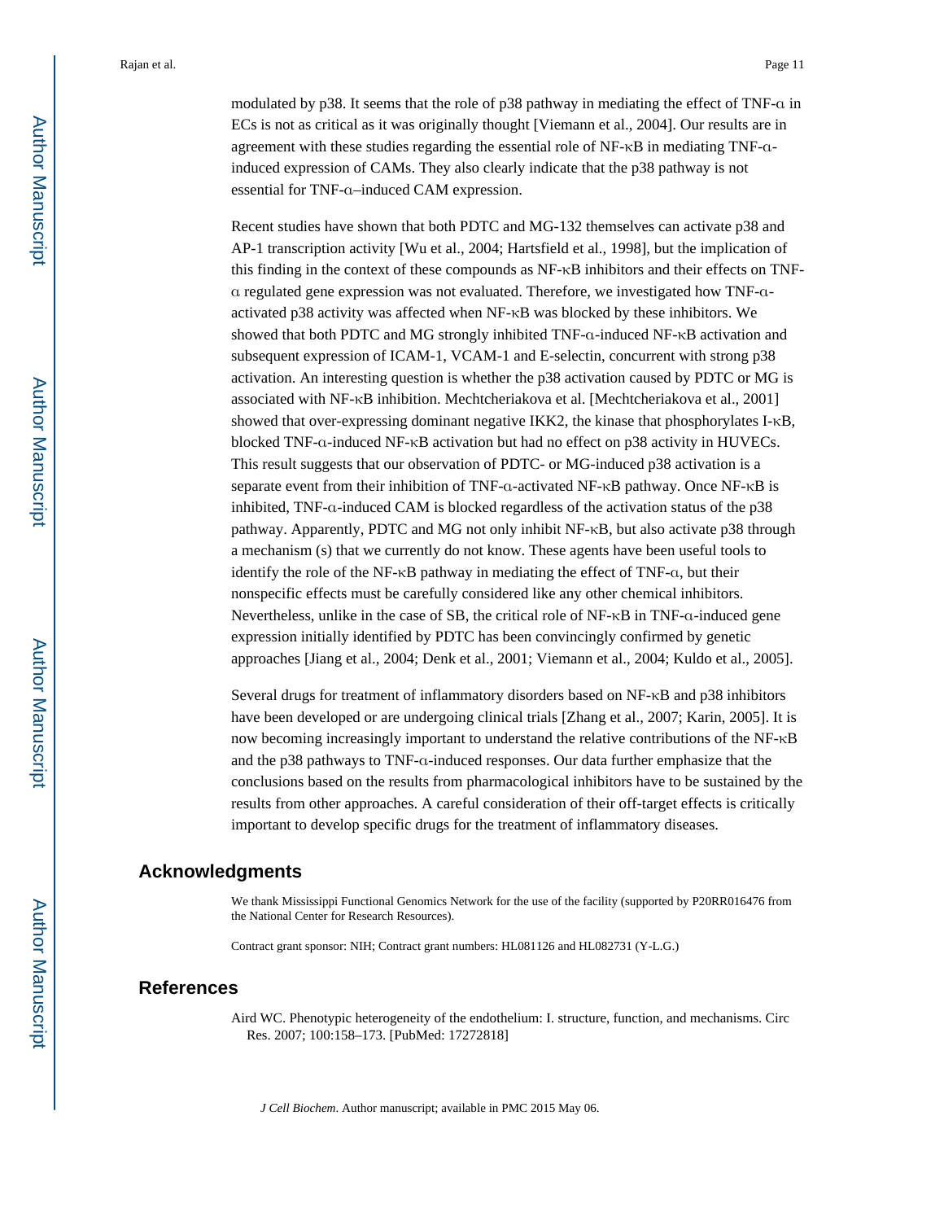modulated by p38. It seems that the role of p38 pathway in mediating the effect of TNF-α in ECs is not as critical as it was originally thought [Viemann et al., 2004]. Our results are in agreement with these studies regarding the essential role of NF-κB in mediating TNF-α-induced expression of CAMs. They also clearly indicate that the p38 pathway is not essential for TNF-α–induced CAM expression.

Recent studies have shown that both PDTC and MG-132 themselves can activate p38 and AP-1 transcription activity [Wu et al., 2004; Hartsfield et al., 1998], but the implication of this finding in the context of these compounds as NF-κB inhibitors and their effects on TNF-α regulated gene expression was not evaluated. Therefore, we investigated how TNF-α-activated p38 activity was affected when NF-κB was blocked by these inhibitors. We showed that both PDTC and MG strongly inhibited TNF-α-induced NF-κB activation and subsequent expression of ICAM-1, VCAM-1 and E-selectin, concurrent with strong p38 activation. An interesting question is whether the p38 activation caused by PDTC or MG is associated with NF-κB inhibition. Mechtcheriakova et al. [Mechtcheriakova et al., 2001] showed that over-expressing dominant negative IKK2, the kinase that phosphorylates I-κB, blocked TNF-α-induced NF-κB activation but had no effect on p38 activity in HUVECs. This result suggests that our observation of PDTC- or MG-induced p38 activation is a separate event from their inhibition of TNF-α-activated NF-κB pathway. Once NF-κB is inhibited, TNF-α-induced CAM is blocked regardless of the activation status of the p38 pathway. Apparently, PDTC and MG not only inhibit NF-κB, but also activate p38 through a mechanism (s) that we currently do not know. These agents have been useful tools to identify the role of the NF-κB pathway in mediating the effect of TNF-α, but their nonspecific effects must be carefully considered like any other chemical inhibitors. Nevertheless, unlike in the case of SB, the critical role of NF-κB in TNF-α-induced gene expression initially identified by PDTC has been convincingly confirmed by genetic approaches [Jiang et al., 2004; Denk et al., 2001; Viemann et al., 2004; Kuldo et al., 2005].

Several drugs for treatment of inflammatory disorders based on NF-κB and p38 inhibitors have been developed or are undergoing clinical trials [Zhang et al., 2007; Karin, 2005]. It is now becoming increasingly important to understand the relative contributions of the NF-κB and the p38 pathways to TNF-α-induced responses. Our data further emphasize that the conclusions based on the results from pharmacological inhibitors have to be sustained by the results from other approaches. A careful consideration of their off-target effects is critically important to develop specific drugs for the treatment of inflammatory diseases.

## Acknowledgments

We thank Mississippi Functional Genomics Network for the use of the facility (supported by P20RR016476 from the National Center for Research Resources).

Contract grant sponsor: NIH; Contract grant numbers: HL081126 and HL082731 (Y-L.G.)

## References

Aird WC. Phenotypic heterogeneity of the endothelium: I. structure, function, and mechanisms. Circ Res. 2007; 100:158–173. [PubMed: 17272818]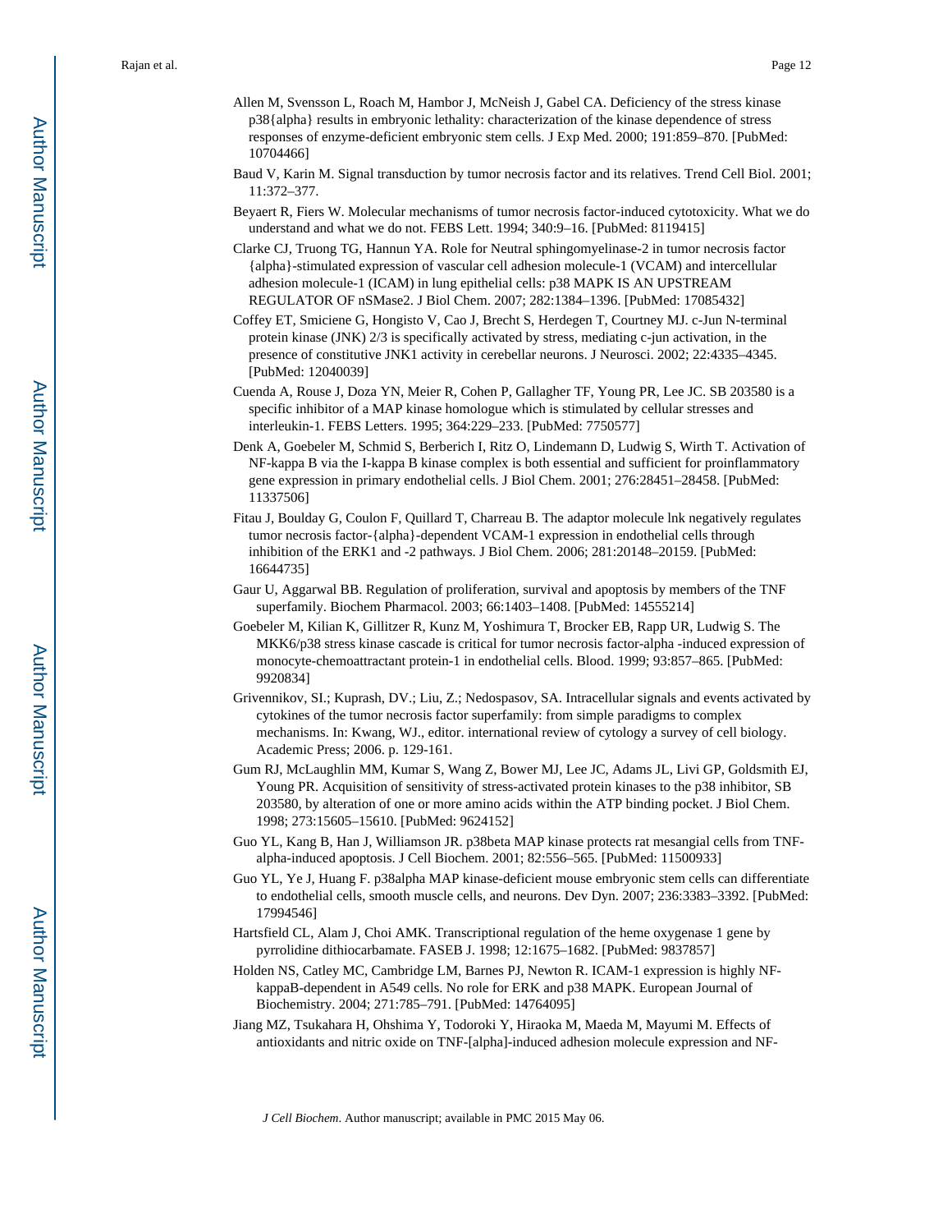Allen M, Svensson L, Roach M, Hambor J, McNeish J, Gabel CA. Deficiency of the stress kinase p38{alpha} results in embryonic lethality: characterization of the kinase dependence of stress responses of enzyme-deficient embryonic stem cells. J Exp Med. 2000; 191:859–870. [PubMed: 10704466]

Baud V, Karin M. Signal transduction by tumor necrosis factor and its relatives. Trend Cell Biol. 2001; 11:372–377.

Beyaert R, Fiers W. Molecular mechanisms of tumor necrosis factor-induced cytotoxicity. What we do understand and what we do not. FEBS Lett. 1994; 340:9–16. [PubMed: 8119415]

Clarke CJ, Truong TG, Hannun YA. Role for Neutral sphingomyelinase-2 in tumor necrosis factor {alpha}-stimulated expression of vascular cell adhesion molecule-1 (VCAM) and intercellular adhesion molecule-1 (ICAM) in lung epithelial cells: p38 MAPK IS AN UPSTREAM REGULATOR OF nSMase2. J Biol Chem. 2007; 282:1384–1396. [PubMed: 17085432]

Coffey ET, Smiciene G, Hongisto V, Cao J, Brecht S, Herdegen T, Courtney MJ. c-Jun N-terminal protein kinase (JNK) 2/3 is specifically activated by stress, mediating c-jun activation, in the presence of constitutive JNK1 activity in cerebellar neurons. J Neurosci. 2002; 22:4335–4345. [PubMed: 12040039]

Cuenda A, Rouse J, Doza YN, Meier R, Cohen P, Gallagher TF, Young PR, Lee JC. SB 203580 is a specific inhibitor of a MAP kinase homologue which is stimulated by cellular stresses and interleukin-1. FEBS Letters. 1995; 364:229–233. [PubMed: 7750577]

Denk A, Goebeler M, Schmid S, Berberich I, Ritz O, Lindemann D, Ludwig S, Wirth T. Activation of NF-kappa B via the I-kappa B kinase complex is both essential and sufficient for proinflammatory gene expression in primary endothelial cells. J Biol Chem. 2001; 276:28451–28458. [PubMed: 11337506]

Fitau J, Boulday G, Coulon F, Quillard T, Charreau B. The adaptor molecule lnk negatively regulates tumor necrosis factor-{alpha}-dependent VCAM-1 expression in endothelial cells through inhibition of the ERK1 and -2 pathways. J Biol Chem. 2006; 281:20148–20159. [PubMed: 16644735]

Gaur U, Aggarwal BB. Regulation of proliferation, survival and apoptosis by members of the TNF superfamily. Biochem Pharmacol. 2003; 66:1403–1408. [PubMed: 14555214]

Goebeler M, Kilian K, Gillitzer R, Kunz M, Yoshimura T, Brocker EB, Rapp UR, Ludwig S. The MKK6/p38 stress kinase cascade is critical for tumor necrosis factor-alpha -induced expression of monocyte-chemoattractant protein-1 in endothelial cells. Blood. 1999; 93:857–865. [PubMed: 9920834]

Grivennikov, SI.; Kuprash, DV.; Liu, Z.; Nedospasov, SA. Intracellular signals and events activated by cytokines of the tumor necrosis factor superfamily: from simple paradigms to complex mechanisms. In: Kwang, WJ., editor. international review of cytology a survey of cell biology. Academic Press; 2006. p. 129-161.

Gum RJ, McLaughlin MM, Kumar S, Wang Z, Bower MJ, Lee JC, Adams JL, Livi GP, Goldsmith EJ, Young PR. Acquisition of sensitivity of stress-activated protein kinases to the p38 inhibitor, SB 203580, by alteration of one or more amino acids within the ATP binding pocket. J Biol Chem. 1998; 273:15605–15610. [PubMed: 9624152]

Guo YL, Kang B, Han J, Williamson JR. p38beta MAP kinase protects rat mesangial cells from TNF-alpha-induced apoptosis. J Cell Biochem. 2001; 82:556–565. [PubMed: 11500933]

Guo YL, Ye J, Huang F. p38alpha MAP kinase-deficient mouse embryonic stem cells can differentiate to endothelial cells, smooth muscle cells, and neurons. Dev Dyn. 2007; 236:3383–3392. [PubMed: 17994546]

Hartsfield CL, Alam J, Choi AMK. Transcriptional regulation of the heme oxygenase 1 gene by pyrrolidine dithiocarbamate. FASEB J. 1998; 12:1675–1682. [PubMed: 9837857]

Holden NS, Catley MC, Cambridge LM, Barnes PJ, Newton R. ICAM-1 expression is highly NF-kappaB-dependent in A549 cells. No role for ERK and p38 MAPK. European Journal of Biochemistry. 2004; 271:785–791. [PubMed: 14764095]

Jiang MZ, Tsukahara H, Ohshima Y, Todoroki Y, Hiraoka M, Maeda M, Mayumi M. Effects of antioxidants and nitric oxide on TNF-[alpha]-induced adhesion molecule expression and NF-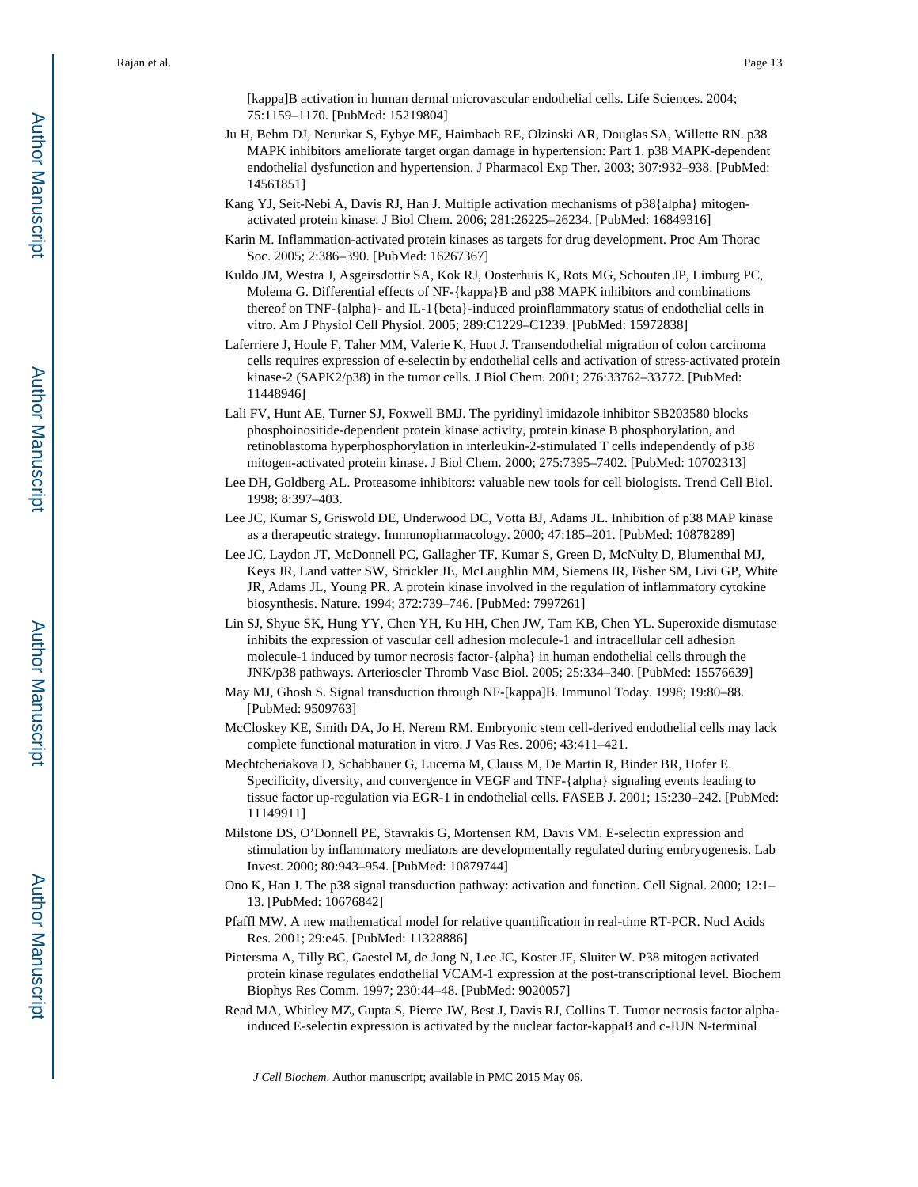[kappa]B activation in human dermal microvascular endothelial cells. Life Sciences. 2004; 75:1159–1170. [PubMed: 15219804]

Ju H, Behm DJ, Nerurkar S, Eybye ME, Haimbach RE, Olzinski AR, Douglas SA, Willette RN. p38 MAPK inhibitors ameliorate target organ damage in hypertension: Part 1. p38 MAPK-dependent endothelial dysfunction and hypertension. J Pharmacol Exp Ther. 2003; 307:932–938. [PubMed: 14561851]

Kang YJ, Seit-Nebi A, Davis RJ, Han J. Multiple activation mechanisms of p38{alpha} mitogen-activated protein kinase. J Biol Chem. 2006; 281:26225–26234. [PubMed: 16849316]

Karin M. Inflammation-activated protein kinases as targets for drug development. Proc Am Thorac Soc. 2005; 2:386–390. [PubMed: 16267367]

Kuldo JM, Westra J, Asgeirsdottir SA, Kok RJ, Oosterhuis K, Rots MG, Schouten JP, Limburg PC, Molema G. Differential effects of NF-{kappa}B and p38 MAPK inhibitors and combinations thereof on TNF-{alpha}- and IL-1{beta}-induced proinflammatory status of endothelial cells in vitro. Am J Physiol Cell Physiol. 2005; 289:C1229–C1239. [PubMed: 15972838]

Laferriere J, Houle F, Taher MM, Valerie K, Huot J. Transendothelial migration of colon carcinoma cells requires expression of e-selectin by endothelial cells and activation of stress-activated protein kinase-2 (SAPK2/p38) in the tumor cells. J Biol Chem. 2001; 276:33762–33772. [PubMed: 11448946]

Lali FV, Hunt AE, Turner SJ, Foxwell BMJ. The pyridinyl imidazole inhibitor SB203580 blocks phosphoinositide-dependent protein kinase activity, protein kinase B phosphorylation, and retinoblastoma hyperphosphorylation in interleukin-2-stimulated T cells independently of p38 mitogen-activated protein kinase. J Biol Chem. 2000; 275:7395–7402. [PubMed: 10702313]

Lee DH, Goldberg AL. Proteasome inhibitors: valuable new tools for cell biologists. Trend Cell Biol. 1998; 8:397–403.

Lee JC, Kumar S, Griswold DE, Underwood DC, Votta BJ, Adams JL. Inhibition of p38 MAP kinase as a therapeutic strategy. Immunopharmacology. 2000; 47:185–201. [PubMed: 10878289]

Lee JC, Laydon JT, McDonnell PC, Gallagher TF, Kumar S, Green D, McNulty D, Blumenthal MJ, Keys JR, Land vatter SW, Strickler JE, McLaughlin MM, Siemens IR, Fisher SM, Livi GP, White JR, Adams JL, Young PR. A protein kinase involved in the regulation of inflammatory cytokine biosynthesis. Nature. 1994; 372:739–746. [PubMed: 7997261]

Lin SJ, Shyue SK, Hung YY, Chen YH, Ku HH, Chen JW, Tam KB, Chen YL. Superoxide dismutase inhibits the expression of vascular cell adhesion molecule-1 and intracellular cell adhesion molecule-1 induced by tumor necrosis factor-{alpha} in human endothelial cells through the JNK/p38 pathways. Arterioscler Thromb Vasc Biol. 2005; 25:334–340. [PubMed: 15576639]

May MJ, Ghosh S. Signal transduction through NF-[kappa]B. Immunol Today. 1998; 19:80–88. [PubMed: 9509763]

McCloskey KE, Smith DA, Jo H, Nerem RM. Embryonic stem cell-derived endothelial cells may lack complete functional maturation in vitro. J Vas Res. 2006; 43:411–421.

Mechtcheriakova D, Schabbauer G, Lucerna M, Clauss M, De Martin R, Binder BR, Hofer E. Specificity, diversity, and convergence in VEGF and TNF-{alpha} signaling events leading to tissue factor up-regulation via EGR-1 in endothelial cells. FASEB J. 2001; 15:230–242. [PubMed: 11149911]

Milstone DS, O'Donnell PE, Stavrakis G, Mortensen RM, Davis VM. E-selectin expression and stimulation by inflammatory mediators are developmentally regulated during embryogenesis. Lab Invest. 2000; 80:943–954. [PubMed: 10879744]

Ono K, Han J. The p38 signal transduction pathway: activation and function. Cell Signal. 2000; 12:1–13. [PubMed: 10676842]

Pfaffl MW. A new mathematical model for relative quantification in real-time RT-PCR. Nucl Acids Res. 2001; 29:e45. [PubMed: 11328886]

Pietersma A, Tilly BC, Gaestel M, de Jong N, Lee JC, Koster JF, Sluiter W. P38 mitogen activated protein kinase regulates endothelial VCAM-1 expression at the post-transcriptional level. Biochem Biophys Res Comm. 1997; 230:44–48. [PubMed: 9020057]

Read MA, Whitley MZ, Gupta S, Pierce JW, Best J, Davis RJ, Collins T. Tumor necrosis factor alpha-induced E-selectin expression is activated by the nuclear factor-kappaB and c-JUN N-terminal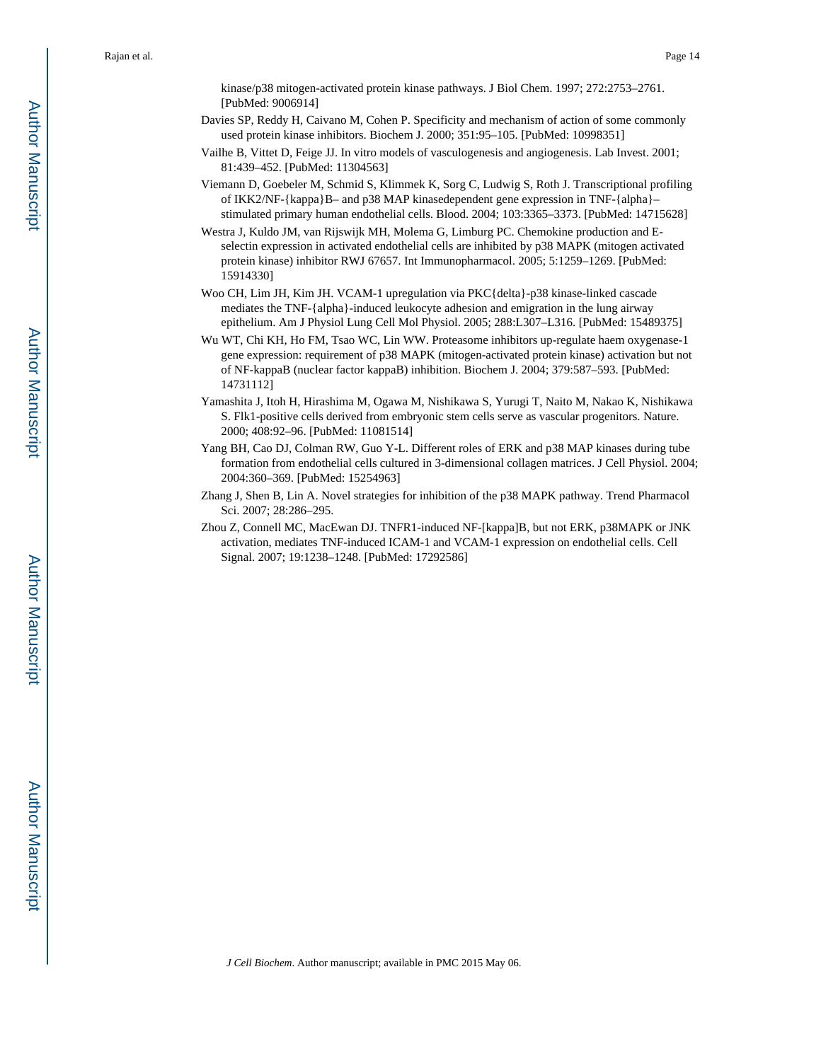kinase/p38 mitogen-activated protein kinase pathways. J Biol Chem. 1997; 272:2753–2761. [PubMed: 9006914]

Davies SP, Reddy H, Caivano M, Cohen P. Specificity and mechanism of action of some commonly used protein kinase inhibitors. Biochem J. 2000; 351:95–105. [PubMed: 10998351]

Vailhe B, Vittet D, Feige JJ. In vitro models of vasculogenesis and angiogenesis. Lab Invest. 2001; 81:439–452. [PubMed: 11304563]

Viemann D, Goebeler M, Schmid S, Klimmek K, Sorg C, Ludwig S, Roth J. Transcriptional profiling of IKK2/NF-{kappa}B– and p38 MAP kinasedependent gene expression in TNF-{alpha}–stimulated primary human endothelial cells. Blood. 2004; 103:3365–3373. [PubMed: 14715628]

Westra J, Kuldo JM, van Rijswijk MH, Molema G, Limburg PC. Chemokine production and E-selectin expression in activated endothelial cells are inhibited by p38 MAPK (mitogen activated protein kinase) inhibitor RWJ 67657. Int Immunopharmacol. 2005; 5:1259–1269. [PubMed: 15914330]

Woo CH, Lim JH, Kim JH. VCAM-1 upregulation via PKC{delta}-p38 kinase-linked cascade mediates the TNF-{alpha}-induced leukocyte adhesion and emigration in the lung airway epithelium. Am J Physiol Lung Cell Mol Physiol. 2005; 288:L307–L316. [PubMed: 15489375]

Wu WT, Chi KH, Ho FM, Tsao WC, Lin WW. Proteasome inhibitors up-regulate haem oxygenase-1 gene expression: requirement of p38 MAPK (mitogen-activated protein kinase) activation but not of NF-kappaB (nuclear factor kappaB) inhibition. Biochem J. 2004; 379:587–593. [PubMed: 14731112]

Yamashita J, Itoh H, Hirashima M, Ogawa M, Nishikawa S, Yurugi T, Naito M, Nakao K, Nishikawa S. Flk1-positive cells derived from embryonic stem cells serve as vascular progenitors. Nature. 2000; 408:92–96. [PubMed: 11081514]

Yang BH, Cao DJ, Colman RW, Guo Y-L. Different roles of ERK and p38 MAP kinases during tube formation from endothelial cells cultured in 3-dimensional collagen matrices. J Cell Physiol. 2004; 2004:360–369. [PubMed: 15254963]

Zhang J, Shen B, Lin A. Novel strategies for inhibition of the p38 MAPK pathway. Trend Pharmacol Sci. 2007; 28:286–295.

Zhou Z, Connell MC, MacEwan DJ. TNFR1-induced NF-[kappa]B, but not ERK, p38MAPK or JNK activation, mediates TNF-induced ICAM-1 and VCAM-1 expression on endothelial cells. Cell Signal. 2007; 19:1238–1248. [PubMed: 17292586]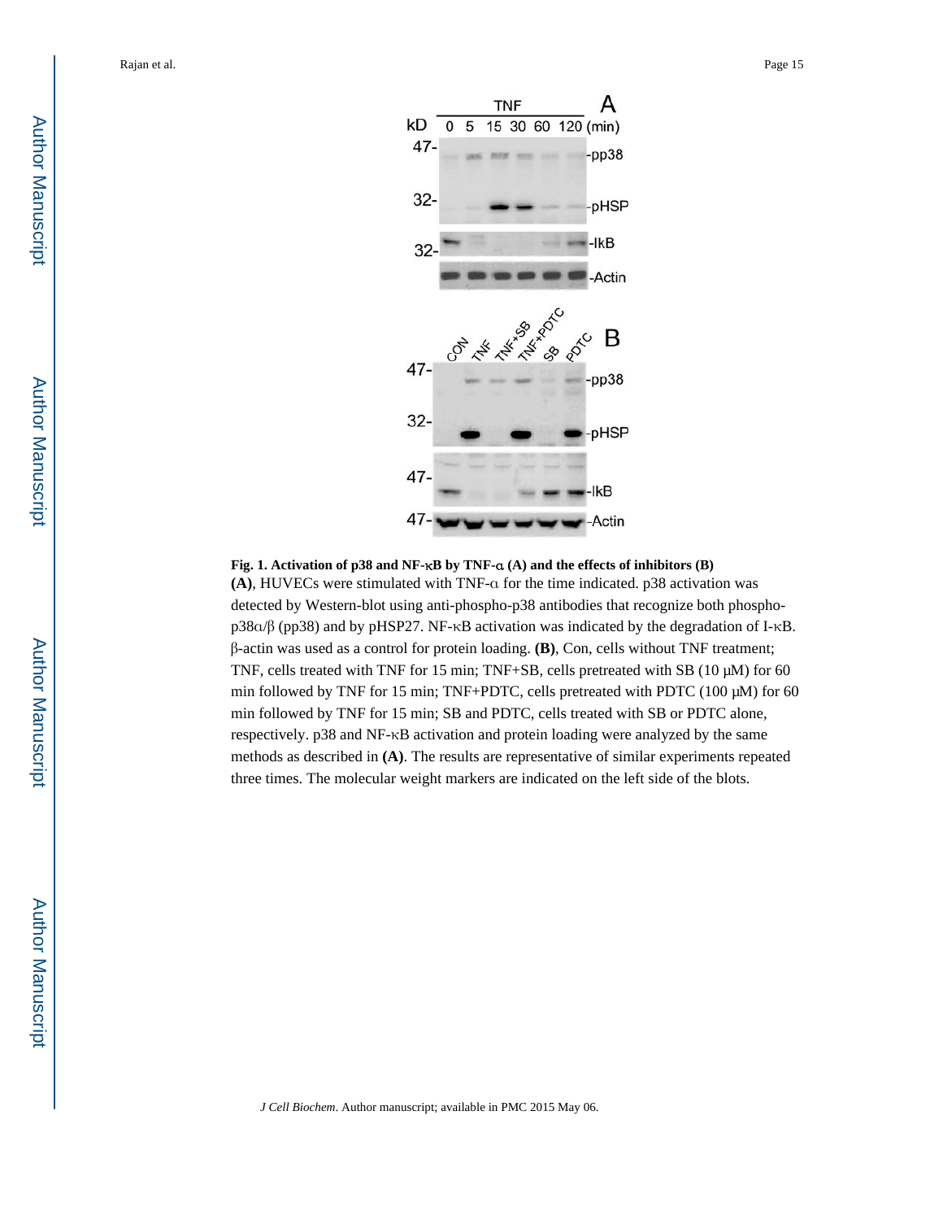**Fig. 1. Activation of p38 and NF-κB by TNF-α (A) and the effects of inhibitors (B)**

**(A)**, HUVECs were stimulated with TNF-α for the time indicated. p38 activation was detected by Western-blot using anti-phospho-p38 antibodies that recognize both phospho-p38α/β (pp38) and by pHSP27. NF-κB activation was indicated by the degradation of I-κB. β-actin was used as a control for protein loading. **(B)**, Con, cells without TNF treatment; TNF, cells treated with TNF for 15 min; TNF+SB, cells pretreated with SB (10 μM) for 60 min followed by TNF for 15 min; TNF+PDTC, cells pretreated with PDTC (100 μM) for 60 min followed by TNF for 15 min; SB and PDTC, cells treated with SB or PDTC alone, respectively. p38 and NF-κB activation and protein loading were analyzed by the same methods as described in **(A)**. The results are representative of similar experiments repeated three times. The molecular weight markers are indicated on the left side of the blots.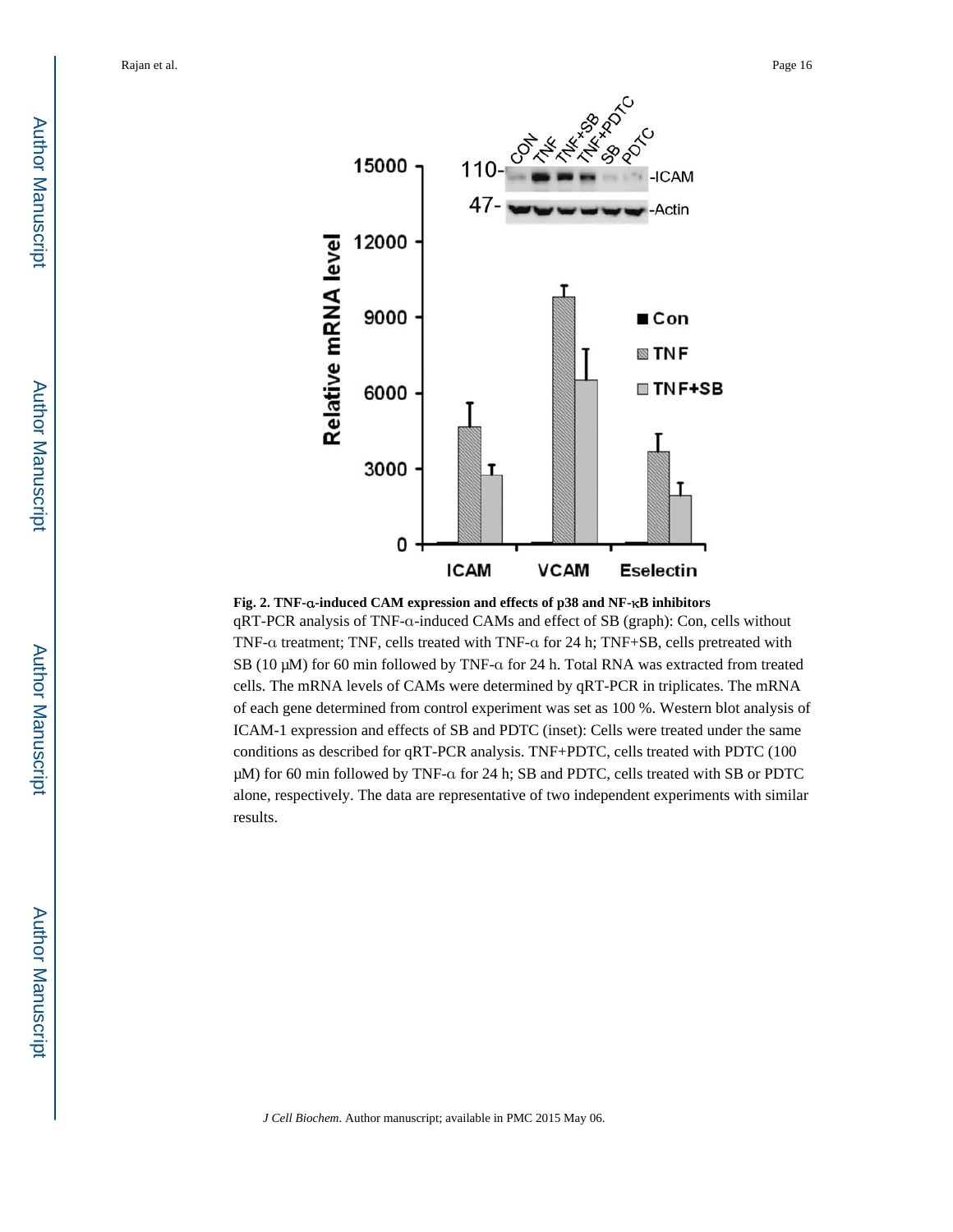**Fig. 2. TNF-α-induced CAM expression and effects of p38 and NF-κB inhibitors**

qRT-PCR analysis of TNF-α-induced CAMs and effect of SB (graph): Con, cells without TNF-α treatment; TNF, cells treated with TNF-α for 24 h; TNF+SB, cells pretreated with SB (10 μM) for 60 min followed by TNF-α for 24 h. Total RNA was extracted from treated cells. The mRNA levels of CAMs were determined by qRT-PCR in triplicates. The mRNA of each gene determined from control experiment was set as 100 %. Western blot analysis of ICAM-1 expression and effects of SB and PDTC (inset): Cells were treated under the same conditions as described for qRT-PCR analysis. TNF+PDTC, cells treated with PDTC (100 μM) for 60 min followed by TNF-α for 24 h; SB and PDTC, cells treated with SB or PDTC alone, respectively. The data are representative of two independent experiments with similar results.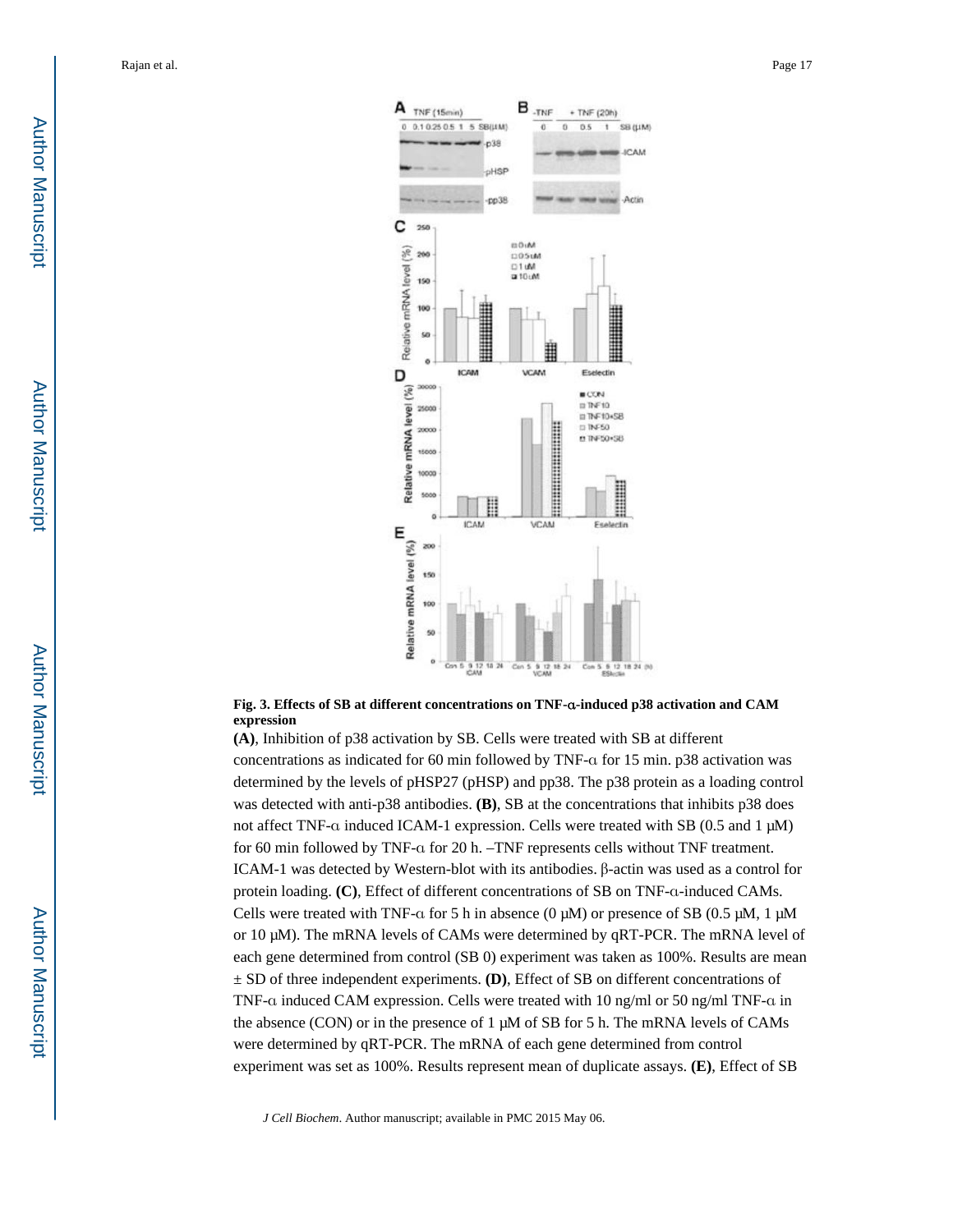**Fig. 3. Effects of SB at different concentrations on TNF-α-induced p38 activation and CAM expression**

**(A)**, Inhibition of p38 activation by SB. Cells were treated with SB at different concentrations as indicated for 60 min followed by TNF-α for 15 min. p38 activation was determined by the levels of pHSP27 (pHSP) and pp38. The p38 protein as a loading control was detected with anti-p38 antibodies. **(B)**, SB at the concentrations that inhibits p38 does not affect TNF-α induced ICAM-1 expression. Cells were treated with SB (0.5 and 1 μM) for 60 min followed by TNF-α for 20 h. –TNF represents cells without TNF treatment. ICAM-1 was detected by Western-blot with its antibodies. β-actin was used as a control for protein loading. **(C)**, Effect of different concentrations of SB on TNF-α-induced CAMs. Cells were treated with TNF-α for 5 h in absence (0 μM) or presence of SB (0.5 μM, 1 μM or 10 μM). The mRNA levels of CAMs were determined by qRT-PCR. The mRNA level of each gene determined from control (SB 0) experiment was taken as 100%. Results are mean ± SD of three independent experiments. **(D)**, Effect of SB on different concentrations of TNF-α induced CAM expression. Cells were treated with 10 ng/ml or 50 ng/ml TNF-α in the absence (CON) or in the presence of 1 μM of SB for 5 h. The mRNA levels of CAMs were determined by qRT-PCR. The mRNA of each gene determined from control experiment was set as 100%. Results represent mean of duplicate assays. **(E)**, Effect of SB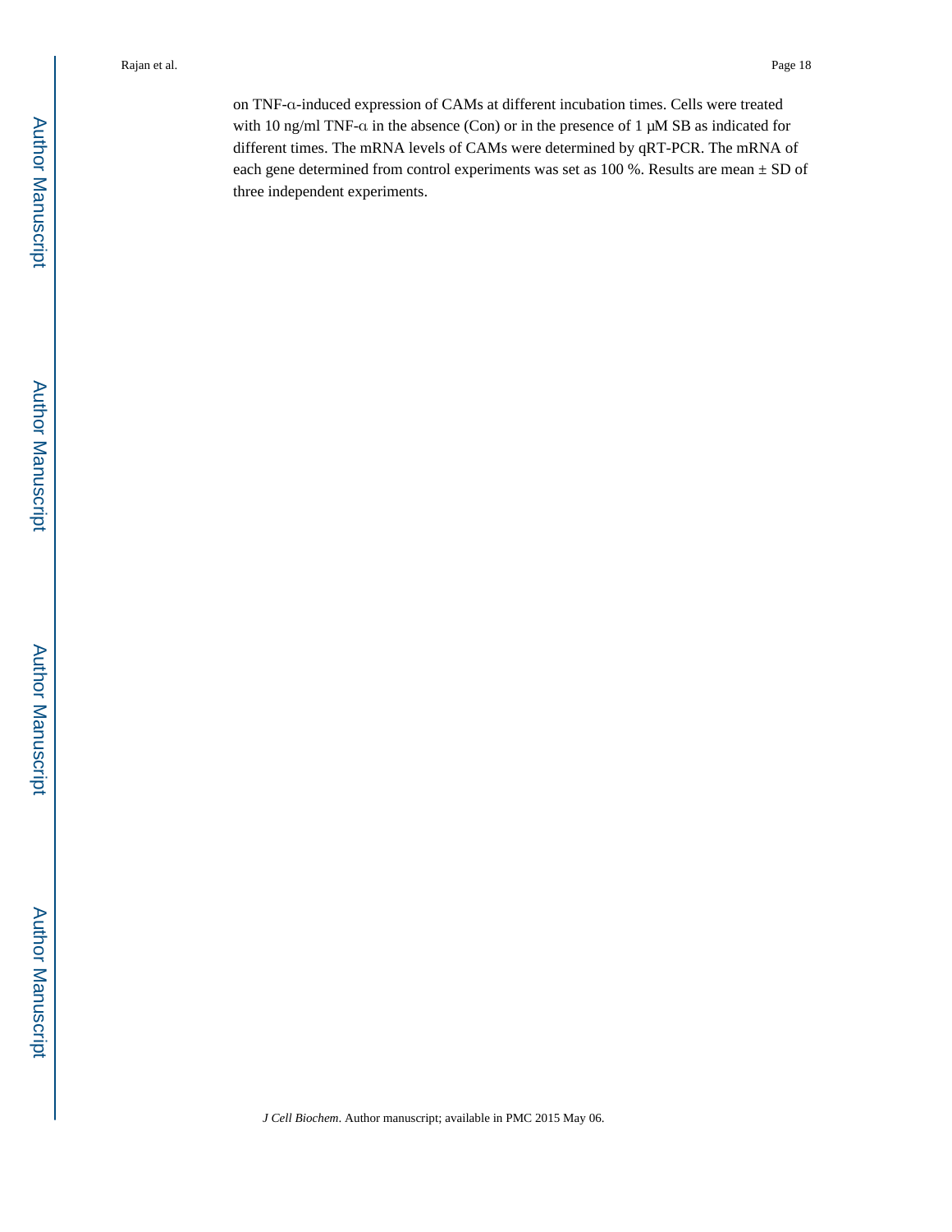on TNF-α-induced expression of CAMs at different incubation times. Cells were treated with 10 ng/ml TNF-α in the absence (Con) or in the presence of 1 μM SB as indicated for different times. The mRNA levels of CAMs were determined by qRT-PCR. The mRNA of each gene determined from control experiments was set as 100 %. Results are mean ± SD of three independent experiments.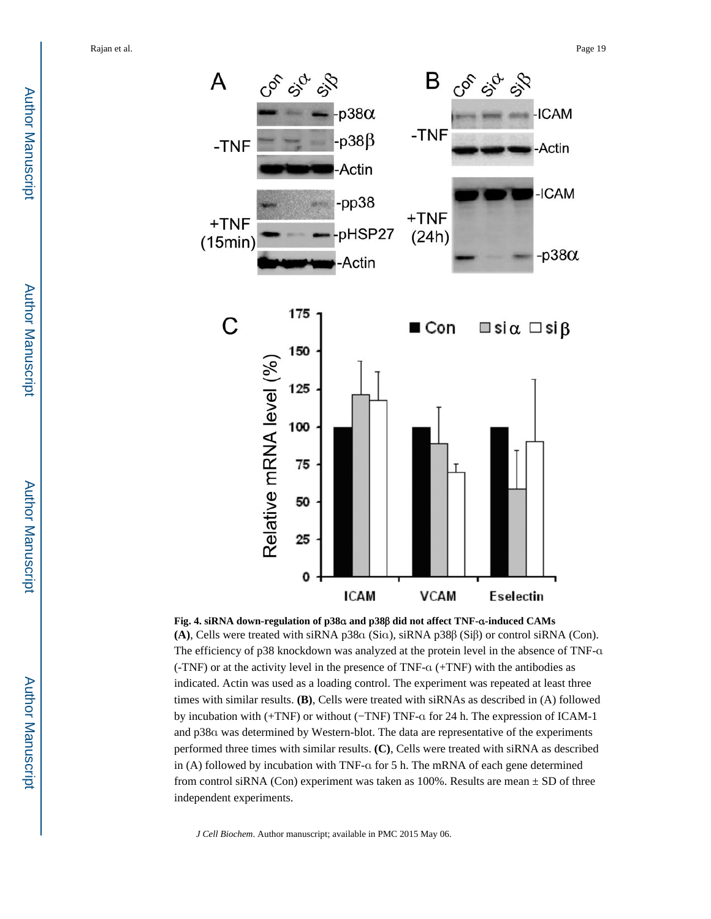**Fig. 4. siRNA down-regulation of p38α and p38β did not affect TNF-α-induced CAMs**

**(A)**, Cells were treated with siRNA p38α (Siα), siRNA p38β (Siβ) or control siRNA (Con). The efficiency of p38 knockdown was analyzed at the protein level in the absence of TNF-α (-TNF) or at the activity level in the presence of TNF-α (+TNF) with the antibodies as indicated. Actin was used as a loading control. The experiment was repeated at least three times with similar results. **(B)**, Cells were treated with siRNAs as described in (A) followed by incubation with (+TNF) or without (−TNF) TNF-α for 24 h. The expression of ICAM-1 and p38α was determined by Western-blot. The data are representative of the experiments performed three times with similar results. **(C)**, Cells were treated with siRNA as described in (A) followed by incubation with TNF-α for 5 h. The mRNA of each gene determined from control siRNA (Con) experiment was taken as 100%. Results are mean ± SD of three independent experiments.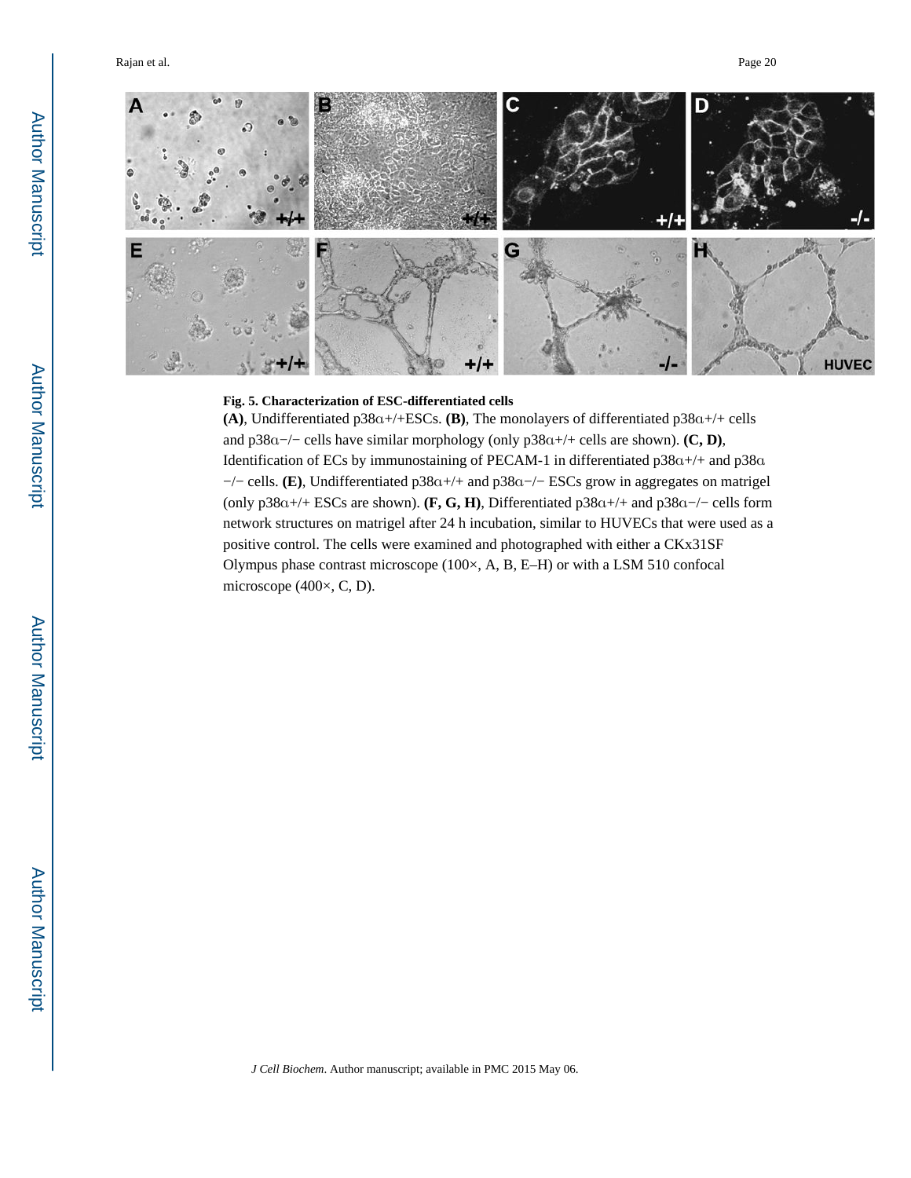**Fig. 5. Characterization of ESC-differentiated cells**

**(A)**, Undifferentiated p38α+/+ESCs. **(B)**, The monolayers of differentiated p38α+/+ cells and p38α−/− cells have similar morphology (only p38α+/+ cells are shown). **(C, D)**, Identification of ECs by immunostaining of PECAM-1 in differentiated p38α+/+ and p38α −/− cells. **(E)**, Undifferentiated p38α+/+ and p38α−/− ESCs grow in aggregates on matrigel (only p38α+/+ ESCs are shown). **(F, G, H)**, Differentiated p38α+/+ and p38α−/− cells form network structures on matrigel after 24 h incubation, similar to HUVECs that were used as a positive control. The cells were examined and photographed with either a CKx31SF Olympus phase contrast microscope (100×, A, B, E–H) or with a LSM 510 confocal microscope (400×, C, D).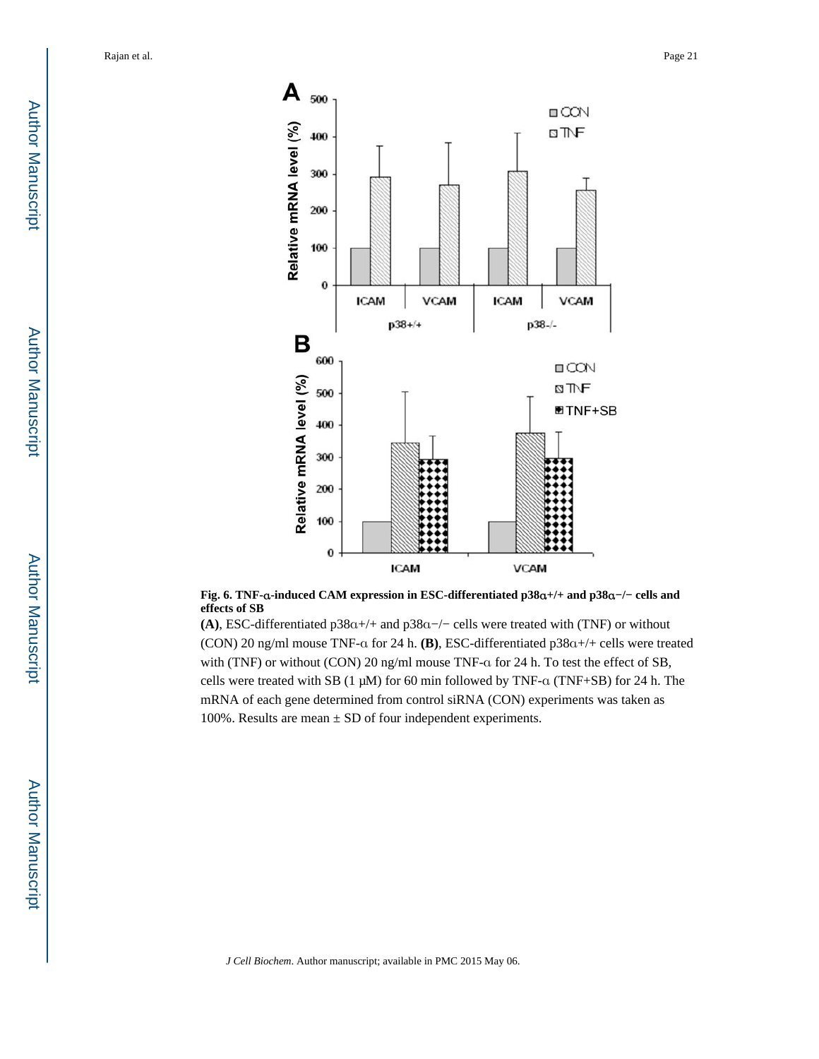**Fig. 6. TNF-α-induced CAM expression in ESC-differentiated p38α+/+ and p38α−/− cells and effects of SB**

**(A)**, ESC-differentiated p38α+/+ and p38α−/− cells were treated with (TNF) or without (CON) 20 ng/ml mouse TNF-α for 24 h. **(B)**, ESC-differentiated p38α+/+ cells were treated with (TNF) or without (CON) 20 ng/ml mouse TNF-α for 24 h. To test the effect of SB, cells were treated with SB (1 μM) for 60 min followed by TNF-α (TNF+SB) for 24 h. The mRNA of each gene determined from control siRNA (CON) experiments was taken as 100%. Results are mean ± SD of four independent experiments.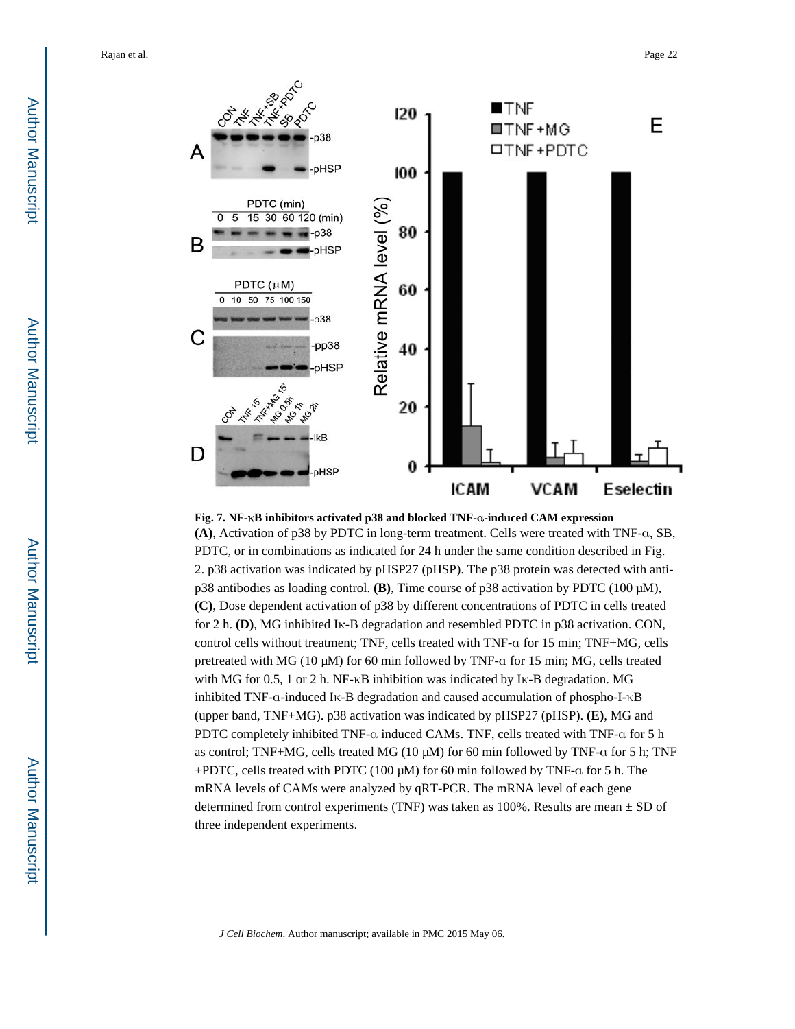A

CON TNF TNF+SB TNF+PDTC SB PDTC

-p38

-pHSP

B

PDTC (min)

0 5 15 30 60 120 (min)

-p38

-pHSP

C

PDTC (μM)

0 10 50 75 100 150

-p38

-pp38

-pHSP

D

CON TNF 15' TNF+MG 15' MG 0.5h MG 1h MG 2h

-IkB

-pHSP

E

TNF

TNF+MG

TNF+PDTC

Relative mRNA level (%)

120

100

80

60

40

20

0

ICAM VCAM Eselectin

**Fig. 7. NF-κB inhibitors activated p38 and blocked TNF-α-induced CAM expression**

**(A)**, Activation of p38 by PDTC in long-term treatment. Cells were treated with TNF-α, SB, PDTC, or in combinations as indicated for 24 h under the same condition described in Fig. 2. p38 activation was indicated by pHSP27 (pHSP). The p38 protein was detected with anti-p38 antibodies as loading control. **(B)**, Time course of p38 activation by PDTC (100 μM), **(C)**, Dose dependent activation of p38 by different concentrations of PDTC in cells treated for 2 h. **(D)**, MG inhibited Iκ-B degradation and resembled PDTC in p38 activation. CON, control cells without treatment; TNF, cells treated with TNF-α for 15 min; TNF+MG, cells pretreated with MG (10 μM) for 60 min followed by TNF-α for 15 min; MG, cells treated with MG for 0.5, 1 or 2 h. NF-κB inhibition was indicated by Iκ-B degradation. MG inhibited TNF-α-induced Iκ-B degradation and caused accumulation of phospho-I-κB (upper band, TNF+MG). p38 activation was indicated by pHSP27 (pHSP). **(E)**, MG and PDTC completely inhibited TNF-α induced CAMs. TNF, cells treated with TNF-α for 5 h as control; TNF+MG, cells treated MG (10 μM) for 60 min followed by TNF-α for 5 h; TNF +PDTC, cells treated with PDTC (100 μM) for 60 min followed by TNF-α for 5 h. The mRNA levels of CAMs were analyzed by qRT-PCR. The mRNA level of each gene determined from control experiments (TNF) was taken as 100%. Results are mean ± SD of three independent experiments.